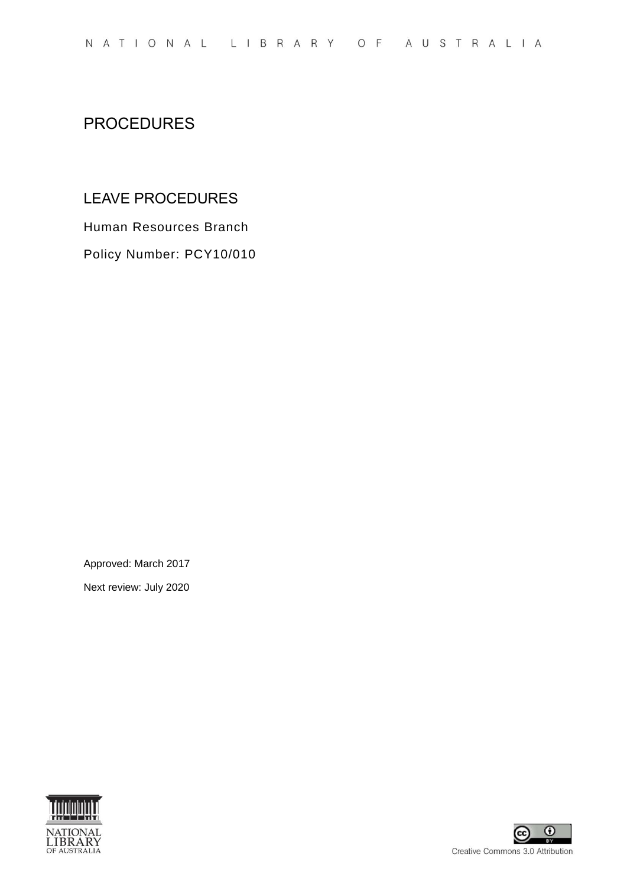NATIONAL LIBRARY OF AUSTRALIA

# PROCEDURES

## LEAVE PROCEDURES

Human Resources Branch

Policy Number: PCY10/010

Approved: March 2017

Next review: July 2020

Creative Commons 3.0 Attribution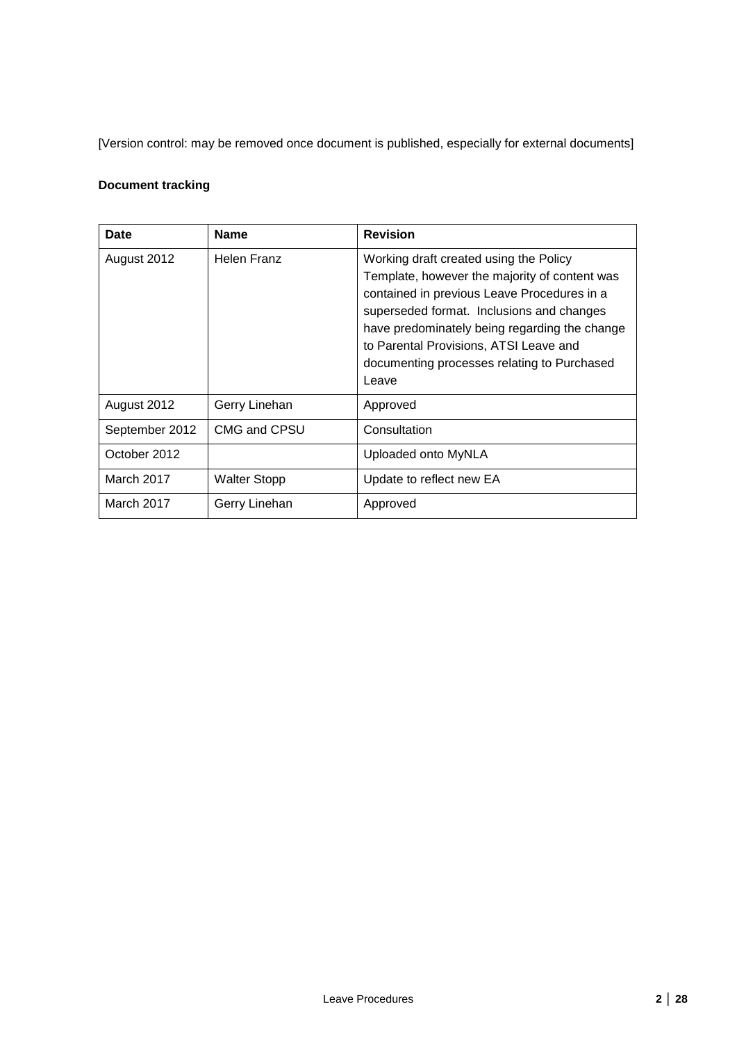[Version control: may be removed once document is published, especially for external documents]

**Document tracking**

| Date | Name | Revision |
| --- | --- | --- |
| August 2012 | Helen Franz | Working draft created using the Policy Template, however the majority of content was contained in previous Leave Procedures in a superseded format. Inclusions and changes have predominately being regarding the change to Parental Provisions, ATSI Leave and documenting processes relating to Purchased Leave |
| August 2012 | Gerry Linehan | Approved |
| September 2012 | CMG and CPSU | Consultation |
| October 2012 | | Uploaded onto MyNLA |
| March 2017 | Walter Stopp | Update to reflect new EA |
| March 2017 | Gerry Linehan | Approved |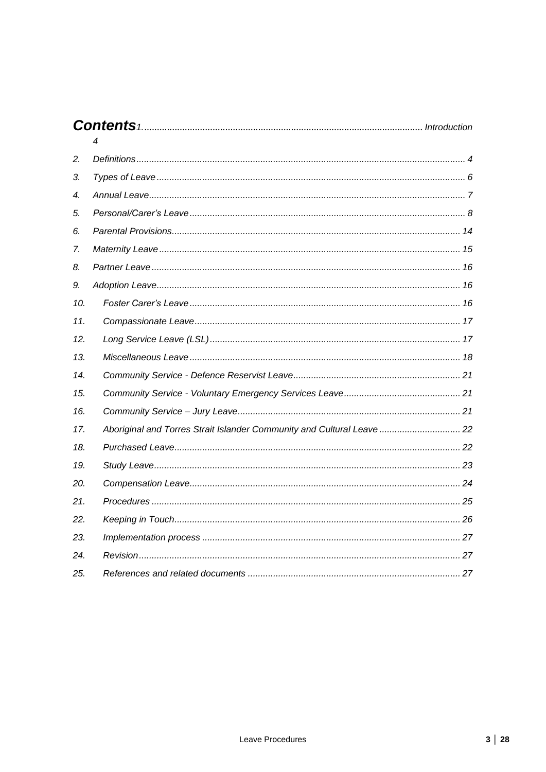# Contents

1. Introduction ........ 4
2. Definitions ........ 4
3. Types of Leave ........ 6
4. Annual Leave ........ 7
5. Personal/Carer's Leave ........ 8
6. Parental Provisions ........ 14
7. Maternity Leave ........ 15
8. Partner Leave ........ 16
9. Adoption Leave ........ 16
10. Foster Carer's Leave ........ 16
11. Compassionate Leave ........ 17
12. Long Service Leave (LSL) ........ 17
13. Miscellaneous Leave ........ 18
14. Community Service - Defence Reservist Leave ........ 21
15. Community Service - Voluntary Emergency Services Leave ........ 21
16. Community Service – Jury Leave ........ 21
17. Aboriginal and Torres Strait Islander Community and Cultural Leave ........ 22
18. Purchased Leave ........ 22
19. Study Leave ........ 23
20. Compensation Leave ........ 24
21. Procedures ........ 25
22. Keeping in Touch ........ 26
23. Implementation process ........ 27
24. Revision ........ 27
25. References and related documents ........ 27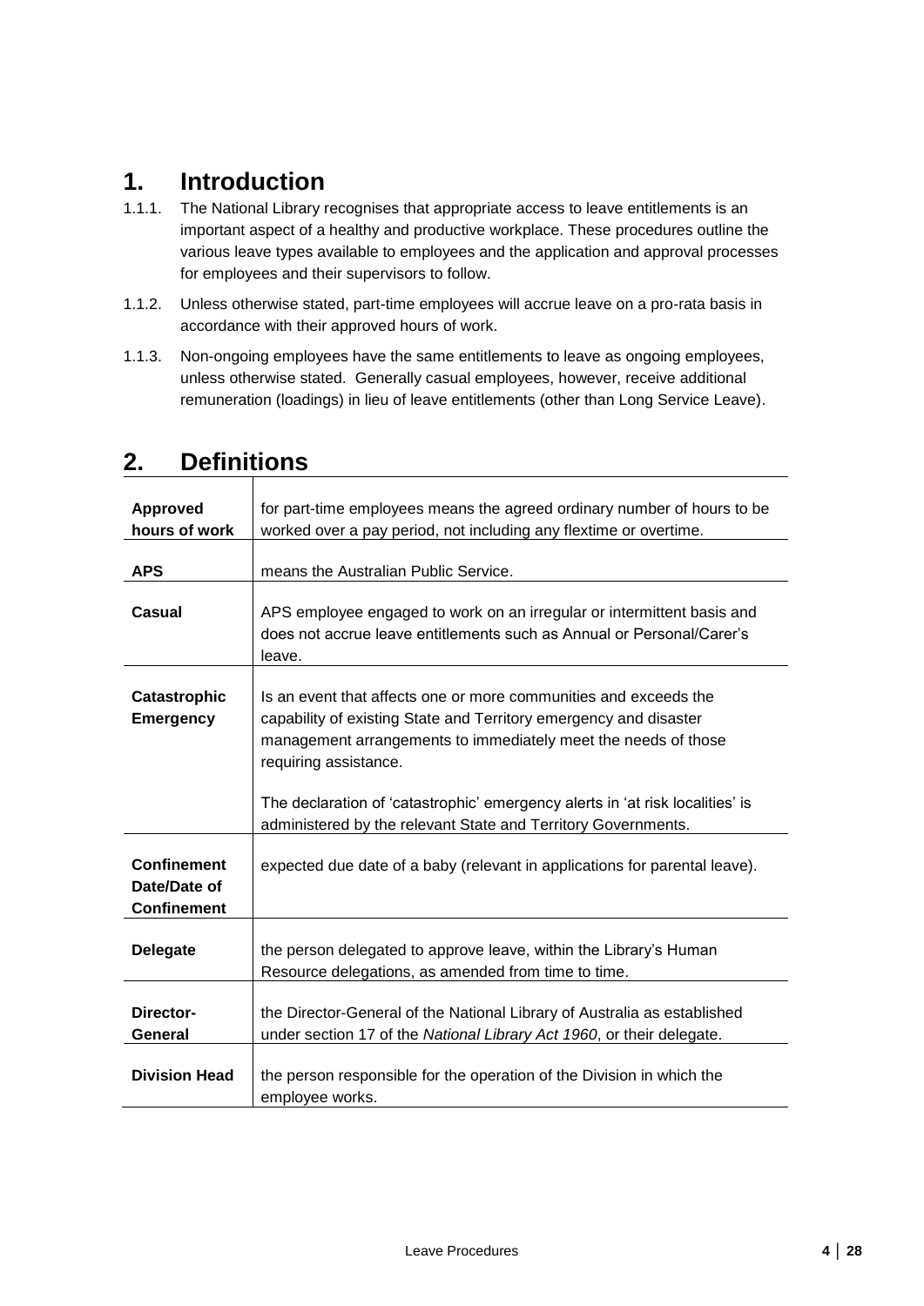# 1. Introduction

1.1.1. The National Library recognises that appropriate access to leave entitlements is an important aspect of a healthy and productive workplace. These procedures outline the various leave types available to employees and the application and approval processes for employees and their supervisors to follow.

1.1.2. Unless otherwise stated, part-time employees will accrue leave on a pro-rata basis in accordance with their approved hours of work.

1.1.3. Non-ongoing employees have the same entitlements to leave as ongoing employees, unless otherwise stated. Generally casual employees, however, receive additional remuneration (loadings) in lieu of leave entitlements (other than Long Service Leave).

# 2. Definitions

| | |
|---|---|
| **Approved hours of work** | for part-time employees means the agreed ordinary number of hours to be worked over a pay period, not including any flextime or overtime. |
| **APS** | means the Australian Public Service. |
| **Casual** | APS employee engaged to work on an irregular or intermittent basis and does not accrue leave entitlements such as Annual or Personal/Carer's leave. |
| **Catastrophic Emergency** | Is an event that affects one or more communities and exceeds the capability of existing State and Territory emergency and disaster management arrangements to immediately meet the needs of those requiring assistance.<br><br>The declaration of 'catastrophic' emergency alerts in 'at risk localities' is administered by the relevant State and Territory Governments. |
| **Confinement Date/Date of Confinement** | expected due date of a baby (relevant in applications for parental leave). |
| **Delegate** | the person delegated to approve leave, within the Library's Human Resource delegations, as amended from time to time. |
| **Director-General** | the Director-General of the National Library of Australia as established under section 17 of the *National Library Act 1960*, or their delegate. |
| **Division Head** | the person responsible for the operation of the Division in which the employee works. |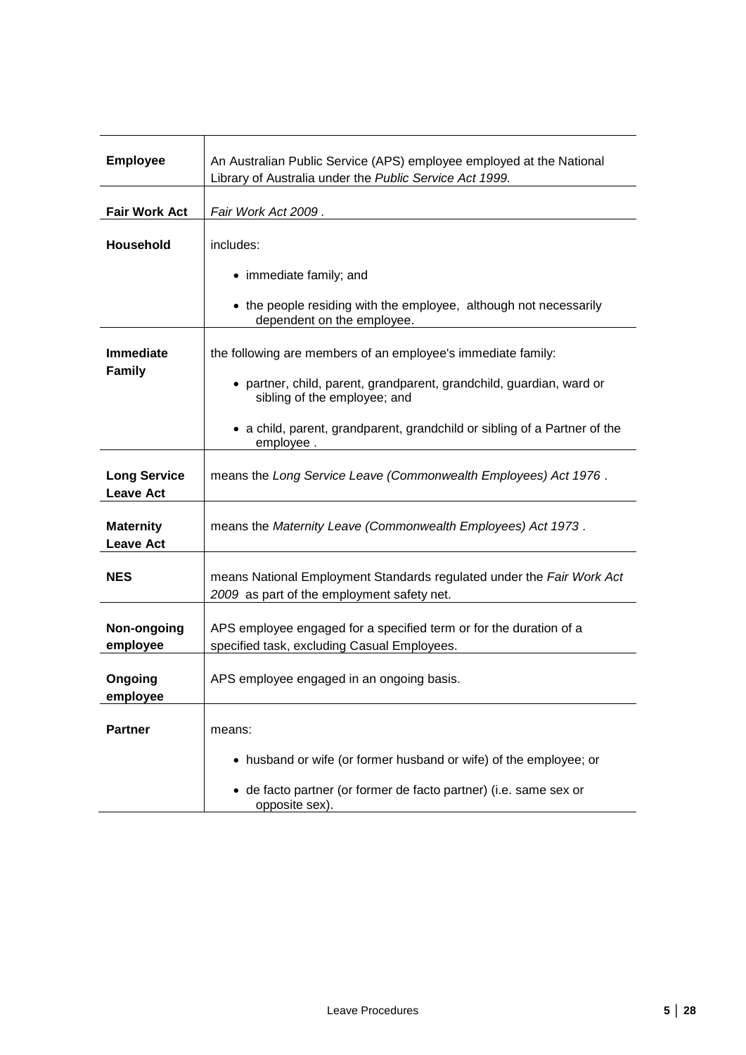| | |
|---|---|
| **Employee** | An Australian Public Service (APS) employee employed at the National Library of Australia under the *Public Service Act 1999.* |
| **Fair Work Act** | *Fair Work Act 2009* . |
| **Household** | includes:<br>• immediate family; and<br>• the people residing with the employee, although not necessarily dependent on the employee. |
| **Immediate Family** | the following are members of an employee's immediate family:<br>• partner, child, parent, grandparent, grandchild, guardian, ward or sibling of the employee; and<br>• a child, parent, grandparent, grandchild or sibling of a Partner of the employee . |
| **Long Service Leave Act** | means the *Long Service Leave (Commonwealth Employees) Act 1976* . |
| **Maternity Leave Act** | means the *Maternity Leave (Commonwealth Employees) Act 1973* . |
| **NES** | means National Employment Standards regulated under the *Fair Work Act 2009* as part of the employment safety net. |
| **Non-ongoing employee** | APS employee engaged for a specified term or for the duration of a specified task, excluding Casual Employees. |
| **Ongoing employee** | APS employee engaged in an ongoing basis. |
| **Partner** | means:<br>• husband or wife (or former husband or wife) of the employee; or<br>• de facto partner (or former de facto partner) (i.e. same sex or opposite sex). |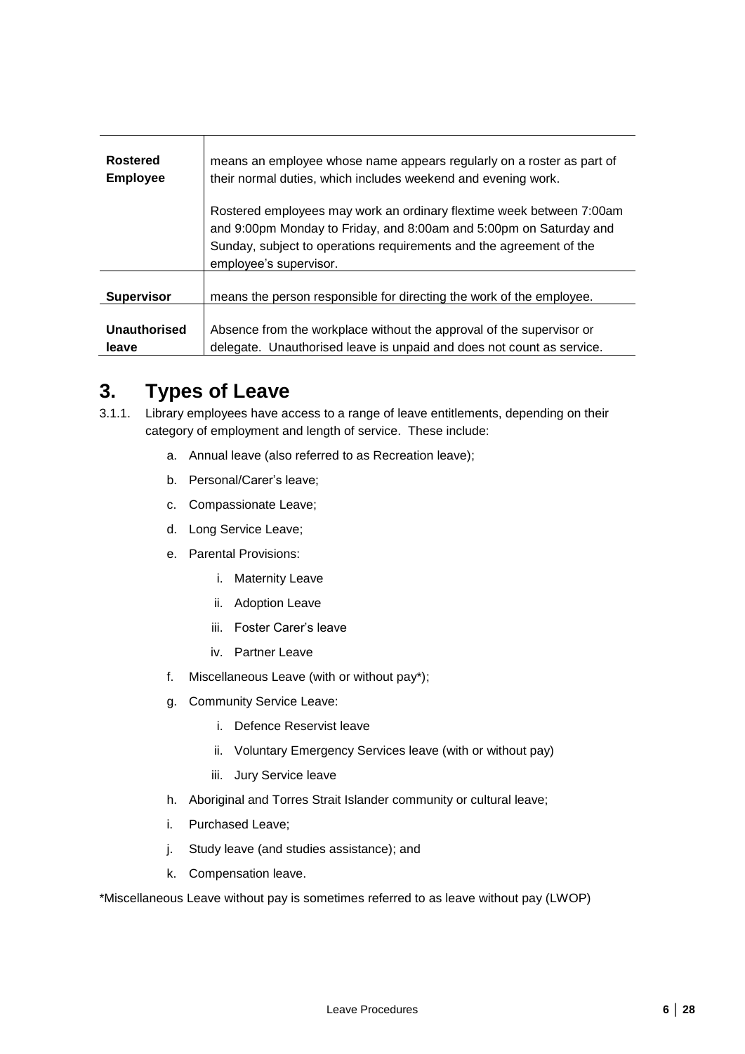| | |
|---|---|
| **Rostered Employee** | means an employee whose name appears regularly on a roster as part of their normal duties, which includes weekend and evening work.<br><br>Rostered employees may work an ordinary flextime week between 7:00am and 9:00pm Monday to Friday, and 8:00am and 5:00pm on Saturday and Sunday, subject to operations requirements and the agreement of the employee's supervisor. |
| **Supervisor** | means the person responsible for directing the work of the employee. |
| **Unauthorised leave** | Absence from the workplace without the approval of the supervisor or delegate. Unauthorised leave is unpaid and does not count as service. |

# 3. Types of Leave

3.1.1. Library employees have access to a range of leave entitlements, depending on their category of employment and length of service. These include:

a. Annual leave (also referred to as Recreation leave);

b. Personal/Carer's leave;

c. Compassionate Leave;

d. Long Service Leave;

e. Parental Provisions:

   i. Maternity Leave

   ii. Adoption Leave

   iii. Foster Carer's leave

   iv. Partner Leave

f. Miscellaneous Leave (with or without pay*);

g. Community Service Leave:

   i. Defence Reservist leave

   ii. Voluntary Emergency Services leave (with or without pay)

   iii. Jury Service leave

h. Aboriginal and Torres Strait Islander community or cultural leave;

i. Purchased Leave;

j. Study leave (and studies assistance); and

k. Compensation leave.

*Miscellaneous Leave without pay is sometimes referred to as leave without pay (LWOP)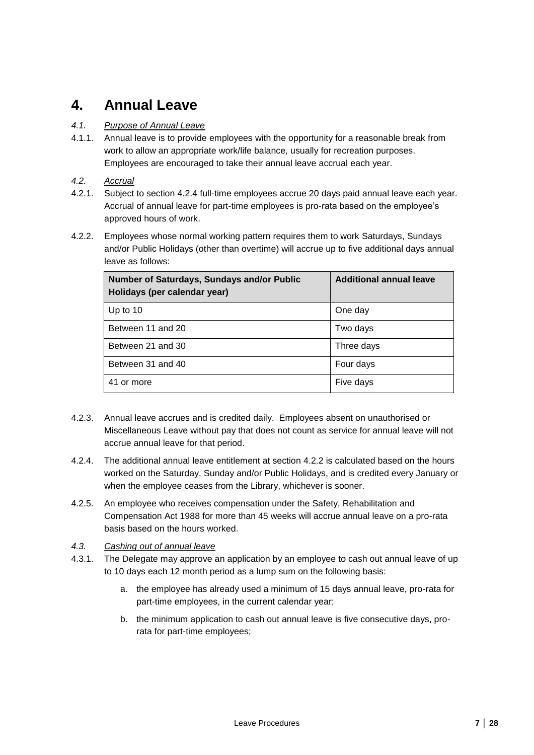# 4. Annual Leave

*4.1. Purpose of Annual Leave*

4.1.1. Annual leave is to provide employees with the opportunity for a reasonable break from work to allow an appropriate work/life balance, usually for recreation purposes. Employees are encouraged to take their annual leave accrual each year.

*4.2. Accrual*

4.2.1. Subject to section 4.2.4 full-time employees accrue 20 days paid annual leave each year. Accrual of annual leave for part-time employees is pro-rata based on the employee's approved hours of work.

4.2.2. Employees whose normal working pattern requires them to work Saturdays, Sundays and/or Public Holidays (other than overtime) will accrue up to five additional days annual leave as follows:

| Number of Saturdays, Sundays and/or Public Holidays (per calendar year) | Additional annual leave |
|---|---|
| Up to 10 | One day |
| Between 11 and 20 | Two days |
| Between 21 and 30 | Three days |
| Between 31 and 40 | Four days |
| 41 or more | Five days |

4.2.3. Annual leave accrues and is credited daily. Employees absent on unauthorised or Miscellaneous Leave without pay that does not count as service for annual leave will not accrue annual leave for that period.

4.2.4. The additional annual leave entitlement at section 4.2.2 is calculated based on the hours worked on the Saturday, Sunday and/or Public Holidays, and is credited every January or when the employee ceases from the Library, whichever is sooner.

4.2.5. An employee who receives compensation under the Safety, Rehabilitation and Compensation Act 1988 for more than 45 weeks will accrue annual leave on a pro-rata basis based on the hours worked.

*4.3. Cashing out of annual leave*

4.3.1. The Delegate may approve an application by an employee to cash out annual leave of up to 10 days each 12 month period as a lump sum on the following basis:

a. the employee has already used a minimum of 15 days annual leave, pro-rata for part-time employees, in the current calendar year;

b. the minimum application to cash out annual leave is five consecutive days, pro-rata for part-time employees;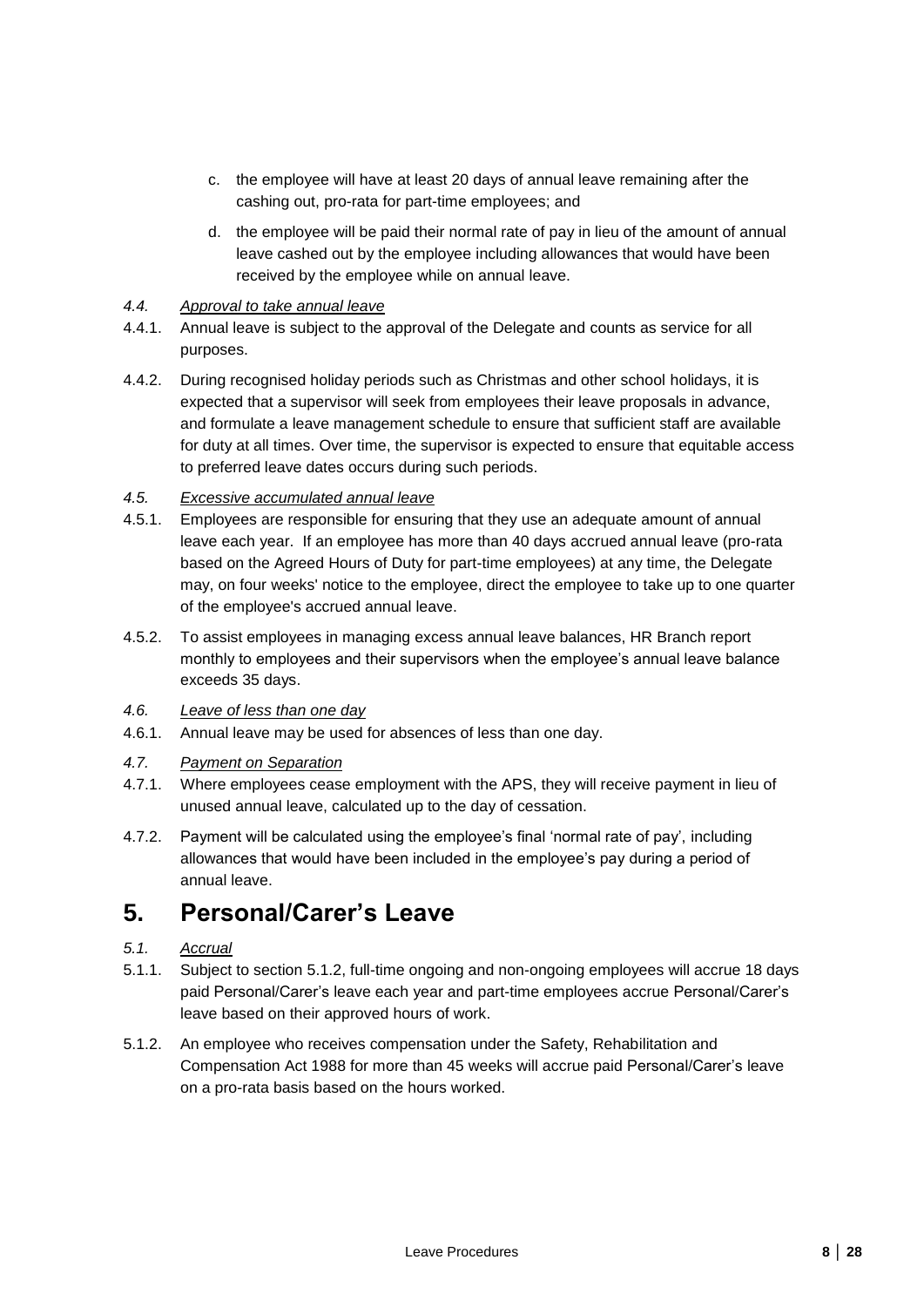c. the employee will have at least 20 days of annual leave remaining after the cashing out, pro-rata for part-time employees; and

d. the employee will be paid their normal rate of pay in lieu of the amount of annual leave cashed out by the employee including allowances that would have been received by the employee while on annual leave.

*4.4. Approval to take annual leave*

4.4.1. Annual leave is subject to the approval of the Delegate and counts as service for all purposes.

4.4.2. During recognised holiday periods such as Christmas and other school holidays, it is expected that a supervisor will seek from employees their leave proposals in advance, and formulate a leave management schedule to ensure that sufficient staff are available for duty at all times. Over time, the supervisor is expected to ensure that equitable access to preferred leave dates occurs during such periods.

*4.5. Excessive accumulated annual leave*

4.5.1. Employees are responsible for ensuring that they use an adequate amount of annual leave each year. If an employee has more than 40 days accrued annual leave (pro-rata based on the Agreed Hours of Duty for part-time employees) at any time, the Delegate may, on four weeks' notice to the employee, direct the employee to take up to one quarter of the employee's accrued annual leave.

4.5.2. To assist employees in managing excess annual leave balances, HR Branch report monthly to employees and their supervisors when the employee's annual leave balance exceeds 35 days.

*4.6. Leave of less than one day*

4.6.1. Annual leave may be used for absences of less than one day.

*4.7. Payment on Separation*

4.7.1. Where employees cease employment with the APS, they will receive payment in lieu of unused annual leave, calculated up to the day of cessation.

4.7.2. Payment will be calculated using the employee's final 'normal rate of pay', including allowances that would have been included in the employee's pay during a period of annual leave.

# 5. Personal/Carer's Leave

*5.1. Accrual*

5.1.1. Subject to section 5.1.2, full-time ongoing and non-ongoing employees will accrue 18 days paid Personal/Carer's leave each year and part-time employees accrue Personal/Carer's leave based on their approved hours of work.

5.1.2. An employee who receives compensation under the Safety, Rehabilitation and Compensation Act 1988 for more than 45 weeks will accrue paid Personal/Carer's leave on a pro-rata basis based on the hours worked.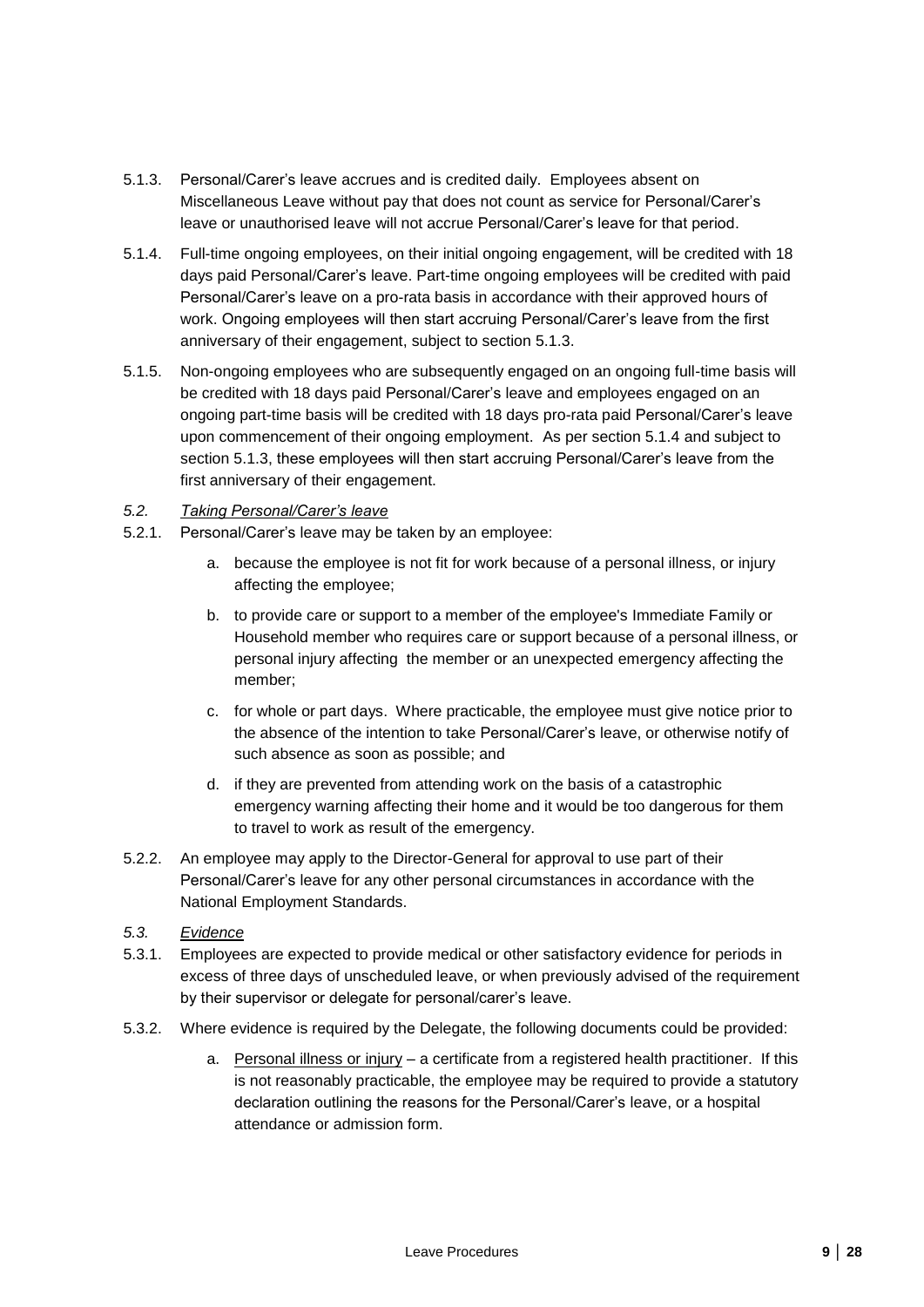5.1.3. Personal/Carer's leave accrues and is credited daily. Employees absent on Miscellaneous Leave without pay that does not count as service for Personal/Carer's leave or unauthorised leave will not accrue Personal/Carer's leave for that period.

5.1.4. Full-time ongoing employees, on their initial ongoing engagement, will be credited with 18 days paid Personal/Carer's leave. Part-time ongoing employees will be credited with paid Personal/Carer's leave on a pro-rata basis in accordance with their approved hours of work. Ongoing employees will then start accruing Personal/Carer's leave from the first anniversary of their engagement, subject to section 5.1.3.

5.1.5. Non-ongoing employees who are subsequently engaged on an ongoing full-time basis will be credited with 18 days paid Personal/Carer's leave and employees engaged on an ongoing part-time basis will be credited with 18 days pro-rata paid Personal/Carer's leave upon commencement of their ongoing employment. As per section 5.1.4 and subject to section 5.1.3, these employees will then start accruing Personal/Carer's leave from the first anniversary of their engagement.

*5.2. Taking Personal/Carer's leave*

5.2.1. Personal/Carer's leave may be taken by an employee:

a. because the employee is not fit for work because of a personal illness, or injury affecting the employee;

b. to provide care or support to a member of the employee's Immediate Family or Household member who requires care or support because of a personal illness, or personal injury affecting the member or an unexpected emergency affecting the member;

c. for whole or part days. Where practicable, the employee must give notice prior to the absence of the intention to take Personal/Carer's leave, or otherwise notify of such absence as soon as possible; and

d. if they are prevented from attending work on the basis of a catastrophic emergency warning affecting their home and it would be too dangerous for them to travel to work as result of the emergency.

5.2.2. An employee may apply to the Director-General for approval to use part of their Personal/Carer's leave for any other personal circumstances in accordance with the National Employment Standards.

*5.3. Evidence*

5.3.1. Employees are expected to provide medical or other satisfactory evidence for periods in excess of three days of unscheduled leave, or when previously advised of the requirement by their supervisor or delegate for personal/carer's leave.

5.3.2. Where evidence is required by the Delegate, the following documents could be provided:

a. Personal illness or injury – a certificate from a registered health practitioner. If this is not reasonably practicable, the employee may be required to provide a statutory declaration outlining the reasons for the Personal/Carer's leave, or a hospital attendance or admission form.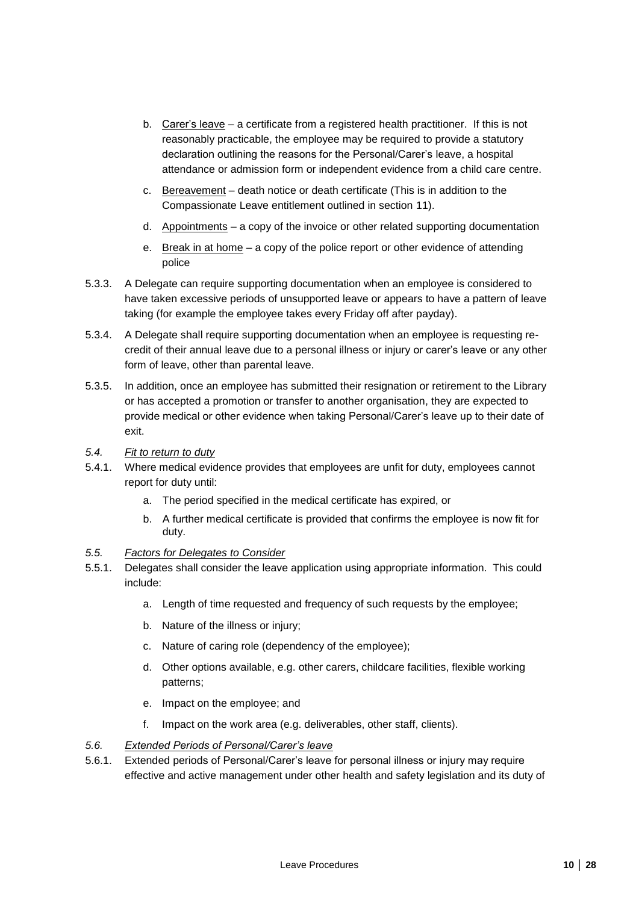b. Carer's leave – a certificate from a registered health practitioner. If this is not reasonably practicable, the employee may be required to provide a statutory declaration outlining the reasons for the Personal/Carer's leave, a hospital attendance or admission form or independent evidence from a child care centre.

c. Bereavement – death notice or death certificate (This is in addition to the Compassionate Leave entitlement outlined in section 11).

d. Appointments – a copy of the invoice or other related supporting documentation

e. Break in at home – a copy of the police report or other evidence of attending police

5.3.3. A Delegate can require supporting documentation when an employee is considered to have taken excessive periods of unsupported leave or appears to have a pattern of leave taking (for example the employee takes every Friday off after payday).

5.3.4. A Delegate shall require supporting documentation when an employee is requesting re-credit of their annual leave due to a personal illness or injury or carer's leave or any other form of leave, other than parental leave.

5.3.5. In addition, once an employee has submitted their resignation or retirement to the Library or has accepted a promotion or transfer to another organisation, they are expected to provide medical or other evidence when taking Personal/Carer's leave up to their date of exit.

### *5.4. Fit to return to duty*

5.4.1. Where medical evidence provides that employees are unfit for duty, employees cannot report for duty until:

a. The period specified in the medical certificate has expired, or

b. A further medical certificate is provided that confirms the employee is now fit for duty.

### *5.5. Factors for Delegates to Consider*

5.5.1. Delegates shall consider the leave application using appropriate information. This could include:

a. Length of time requested and frequency of such requests by the employee;

b. Nature of the illness or injury;

c. Nature of caring role (dependency of the employee);

d. Other options available, e.g. other carers, childcare facilities, flexible working patterns;

e. Impact on the employee; and

f. Impact on the work area (e.g. deliverables, other staff, clients).

### *5.6. Extended Periods of Personal/Carer's leave*

5.6.1. Extended periods of Personal/Carer's leave for personal illness or injury may require effective and active management under other health and safety legislation and its duty of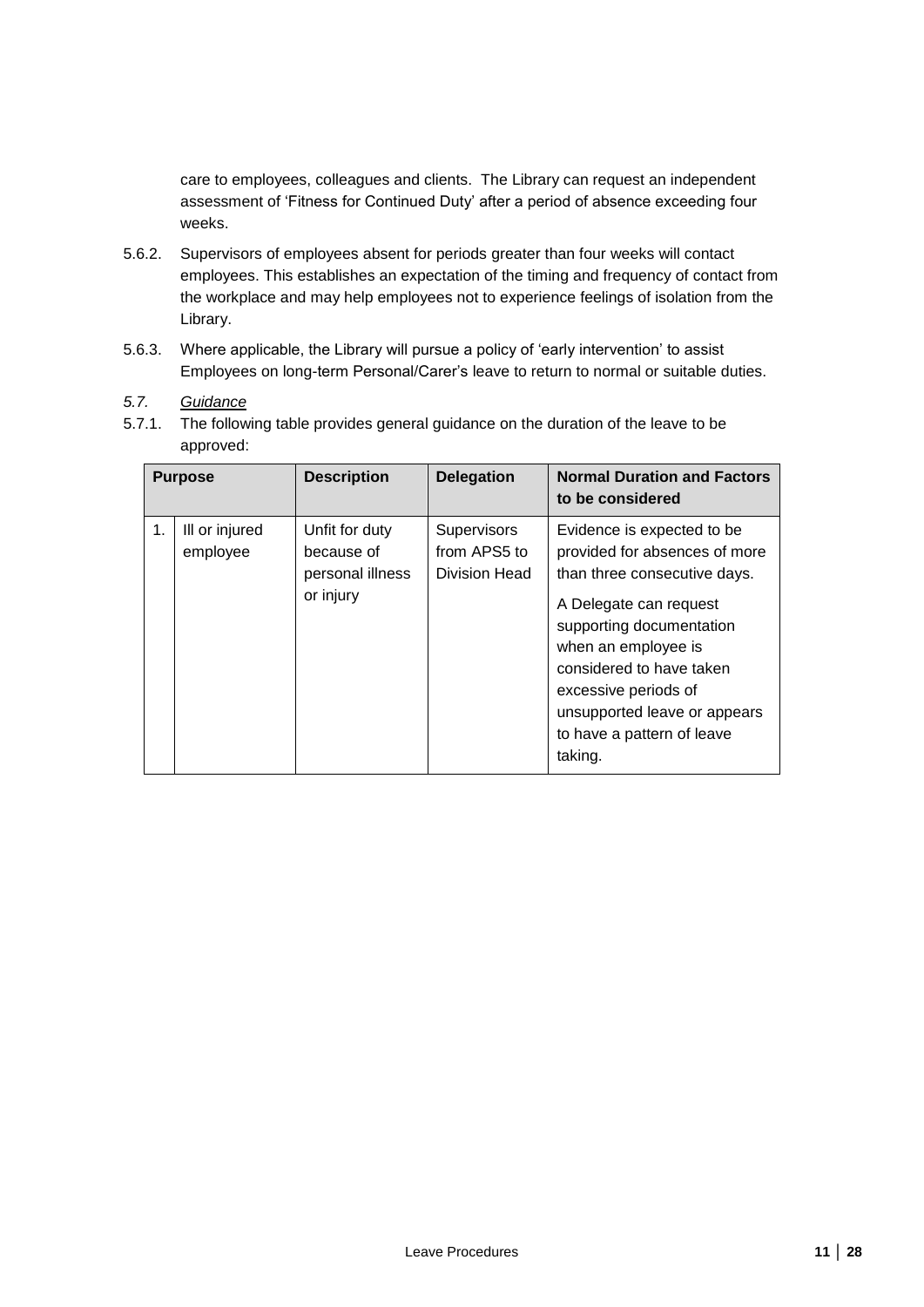care to employees, colleagues and clients. The Library can request an independent assessment of 'Fitness for Continued Duty' after a period of absence exceeding four weeks.

5.6.2. Supervisors of employees absent for periods greater than four weeks will contact employees. This establishes an expectation of the timing and frequency of contact from the workplace and may help employees not to experience feelings of isolation from the Library.

5.6.3. Where applicable, the Library will pursue a policy of 'early intervention' to assist Employees on long-term Personal/Carer's leave to return to normal or suitable duties.

*5.7. Guidance*

5.7.1. The following table provides general guidance on the duration of the leave to be approved:

| Purpose | | Description | Delegation | Normal Duration and Factors to be considered |
|---|---|---|---|---|
| 1. | Ill or injured employee | Unfit for duty because of personal illness or injury | Supervisors from APS5 to Division Head | Evidence is expected to be provided for absences of more than three consecutive days.<br><br>A Delegate can request supporting documentation when an employee is considered to have taken excessive periods of unsupported leave or appears to have a pattern of leave taking. |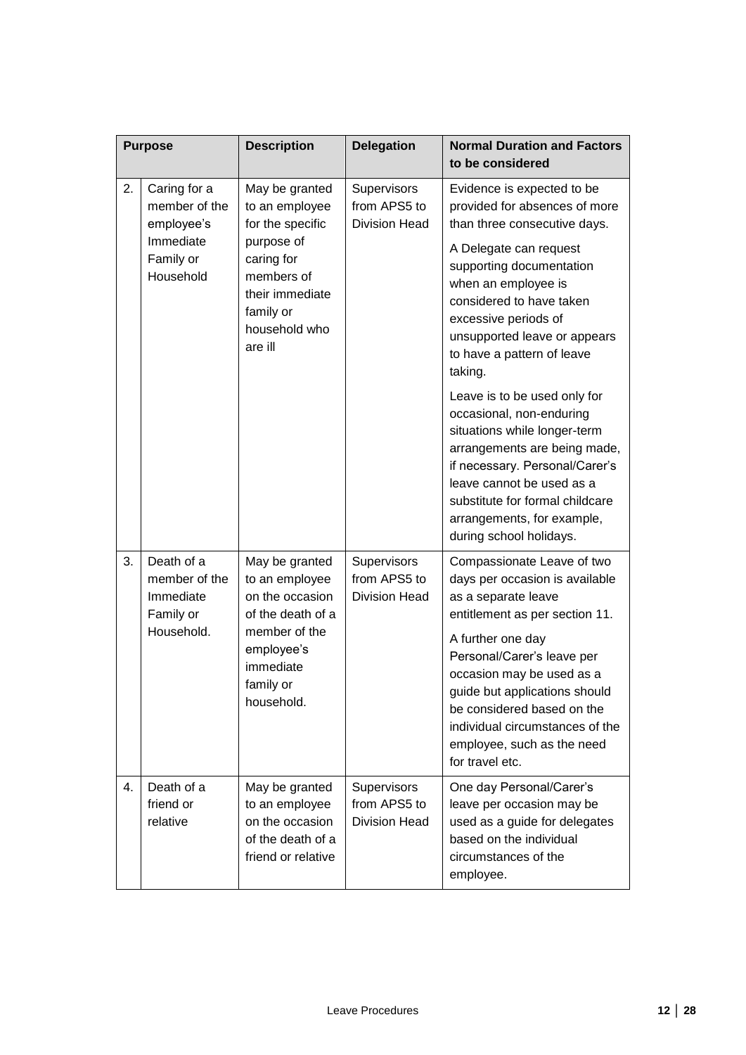| Purpose | | Description | Delegation | Normal Duration and Factors to be considered |
|---|---|---|---|---|
| 2. | Caring for a member of the employee's Immediate Family or Household | May be granted to an employee for the specific purpose of caring for members of their immediate family or household who are ill | Supervisors from APS5 to Division Head | Evidence is expected to be provided for absences of more than three consecutive days.<br><br>A Delegate can request supporting documentation when an employee is considered to have taken excessive periods of unsupported leave or appears to have a pattern of leave taking.<br><br>Leave is to be used only for occasional, non-enduring situations while longer-term arrangements are being made, if necessary. Personal/Carer's leave cannot be used as a substitute for formal childcare arrangements, for example, during school holidays. |
| 3. | Death of a member of the Immediate Family or Household. | May be granted to an employee on the occasion of the death of a member of the employee's immediate family or household. | Supervisors from APS5 to Division Head | Compassionate Leave of two days per occasion is available as a separate leave entitlement as per section 11.<br><br>A further one day Personal/Carer's leave per occasion may be used as a guide but applications should be considered based on the individual circumstances of the employee, such as the need for travel etc. |
| 4. | Death of a friend or relative | May be granted to an employee on the occasion of the death of a friend or relative | Supervisors from APS5 to Division Head | One day Personal/Carer's leave per occasion may be used as a guide for delegates based on the individual circumstances of the employee. |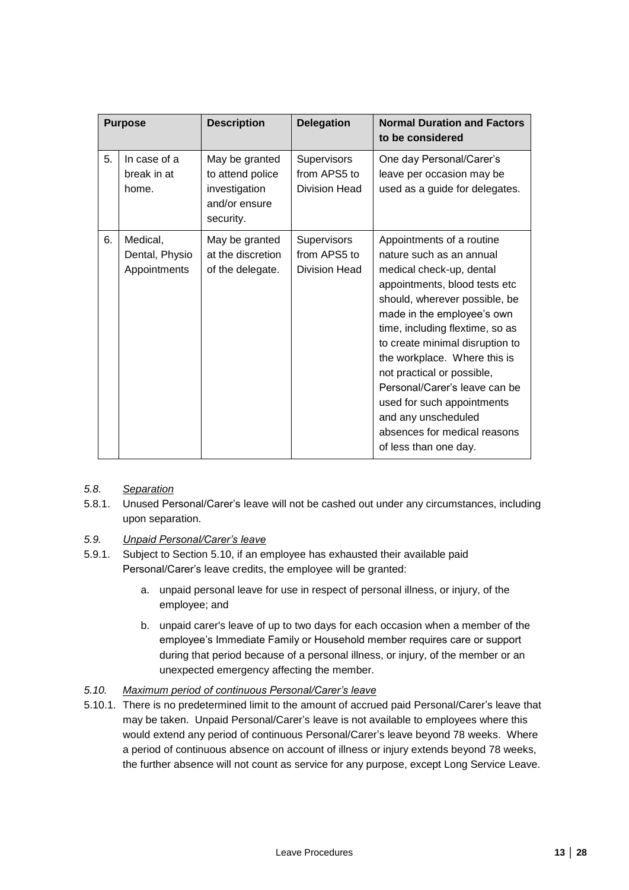| Purpose | | Description | Delegation | Normal Duration and Factors to be considered |
|---|---|---|---|---|
| 5. | In case of a break in at home. | May be granted to attend police investigation and/or ensure security. | Supervisors from APS5 to Division Head | One day Personal/Carer's leave per occasion may be used as a guide for delegates. |
| 6. | Medical, Dental, Physio Appointments | May be granted at the discretion of the delegate. | Supervisors from APS5 to Division Head | Appointments of a routine nature such as an annual medical check-up, dental appointments, blood tests etc should, wherever possible, be made in the employee's own time, including flextime, so as to create minimal disruption to the workplace. Where this is not practical or possible, Personal/Carer's leave can be used for such appointments and any unscheduled absences for medical reasons of less than one day. |

*5.8. Separation*

5.8.1. Unused Personal/Carer's leave will not be cashed out under any circumstances, including upon separation.

*5.9. Unpaid Personal/Carer's leave*

5.9.1. Subject to Section 5.10, if an employee has exhausted their available paid Personal/Carer's leave credits, the employee will be granted:

a. unpaid personal leave for use in respect of personal illness, or injury, of the employee; and

b. unpaid carer's leave of up to two days for each occasion when a member of the employee's Immediate Family or Household member requires care or support during that period because of a personal illness, or injury, of the member or an unexpected emergency affecting the member.

*5.10. Maximum period of continuous Personal/Carer's leave*

5.10.1. There is no predetermined limit to the amount of accrued paid Personal/Carer's leave that may be taken. Unpaid Personal/Carer's leave is not available to employees where this would extend any period of continuous Personal/Carer's leave beyond 78 weeks. Where a period of continuous absence on account of illness or injury extends beyond 78 weeks, the further absence will not count as service for any purpose, except Long Service Leave.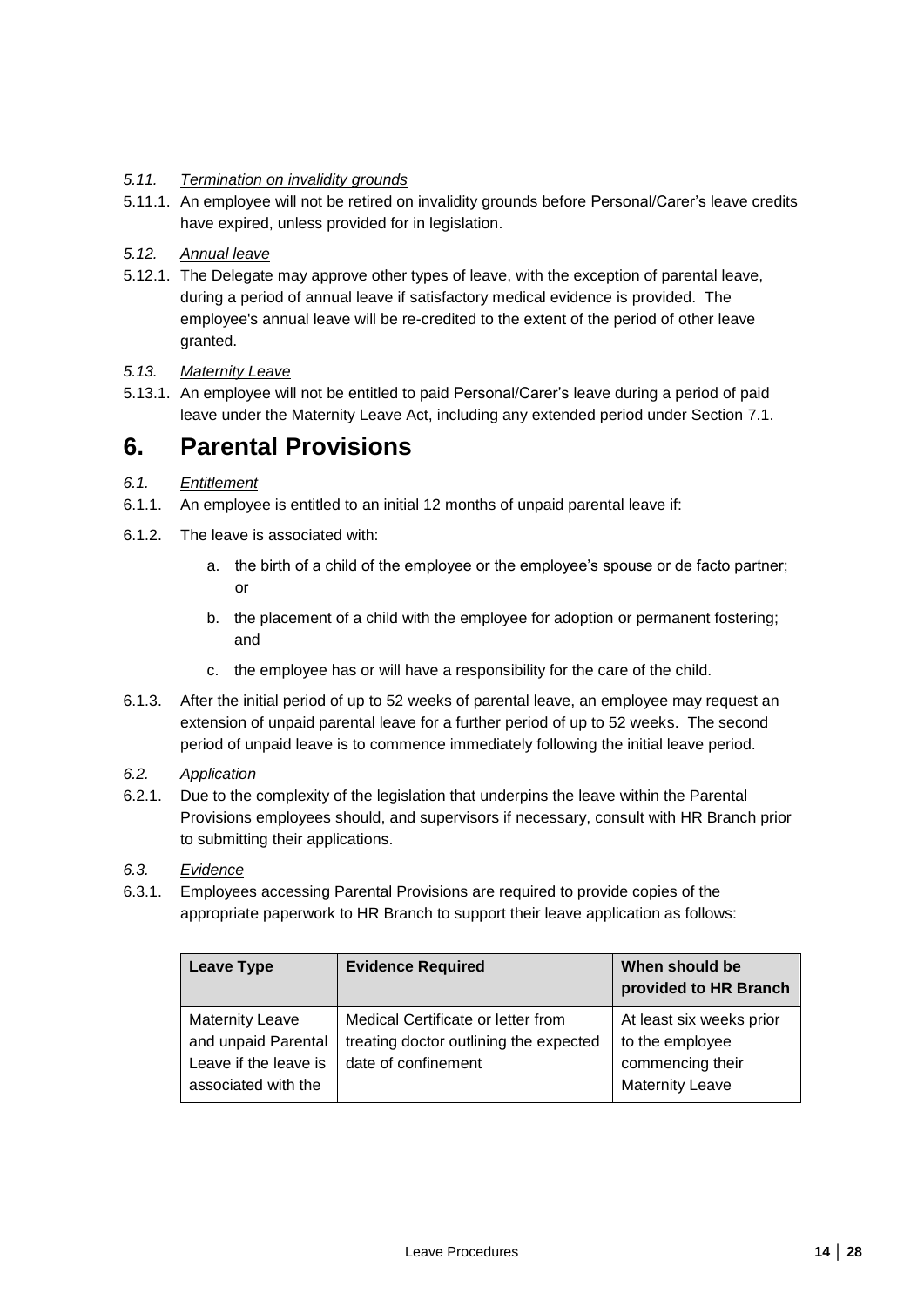*5.11. Termination on invalidity grounds*

5.11.1. An employee will not be retired on invalidity grounds before Personal/Carer's leave credits have expired, unless provided for in legislation.

*5.12. Annual leave*

5.12.1. The Delegate may approve other types of leave, with the exception of parental leave, during a period of annual leave if satisfactory medical evidence is provided. The employee's annual leave will be re-credited to the extent of the period of other leave granted.

*5.13. Maternity Leave*

5.13.1. An employee will not be entitled to paid Personal/Carer's leave during a period of paid leave under the Maternity Leave Act, including any extended period under Section 7.1.

# 6. Parental Provisions

*6.1. Entitlement*

6.1.1. An employee is entitled to an initial 12 months of unpaid parental leave if:

6.1.2. The leave is associated with:

a. the birth of a child of the employee or the employee's spouse or de facto partner; or

b. the placement of a child with the employee for adoption or permanent fostering; and

c. the employee has or will have a responsibility for the care of the child.

6.1.3. After the initial period of up to 52 weeks of parental leave, an employee may request an extension of unpaid parental leave for a further period of up to 52 weeks. The second period of unpaid leave is to commence immediately following the initial leave period.

*6.2. Application*

6.2.1. Due to the complexity of the legislation that underpins the leave within the Parental Provisions employees should, and supervisors if necessary, consult with HR Branch prior to submitting their applications.

*6.3. Evidence*

6.3.1. Employees accessing Parental Provisions are required to provide copies of the appropriate paperwork to HR Branch to support their leave application as follows:

| Leave Type | Evidence Required | When should be provided to HR Branch |
|---|---|---|
| Maternity Leave and unpaid Parental Leave if the leave is associated with the | Medical Certificate or letter from treating doctor outlining the expected date of confinement | At least six weeks prior to the employee commencing their Maternity Leave |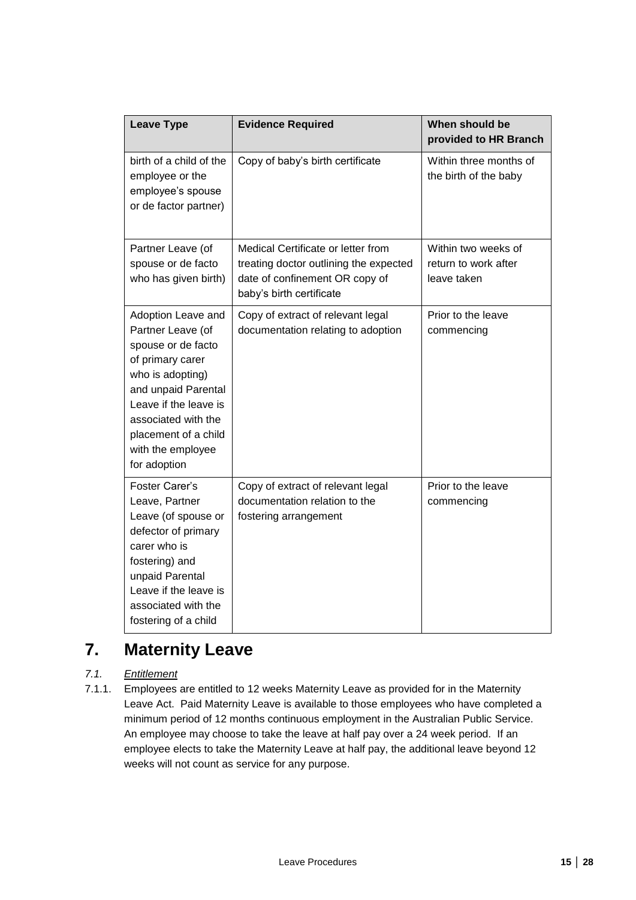| Leave Type | Evidence Required | When should be provided to HR Branch |
|---|---|---|
| birth of a child of the employee or the employee's spouse or de factor partner) | Copy of baby's birth certificate | Within three months of the birth of the baby |
| Partner Leave (of spouse or de facto who has given birth) | Medical Certificate or letter from treating doctor outlining the expected date of confinement OR copy of baby's birth certificate | Within two weeks of return to work after leave taken |
| Adoption Leave and Partner Leave (of spouse or de facto of primary carer who is adopting) and unpaid Parental Leave if the leave is associated with the placement of a child with the employee for adoption | Copy of extract of relevant legal documentation relating to adoption | Prior to the leave commencing |
| Foster Carer's Leave, Partner Leave (of spouse or defector of primary carer who is fostering) and unpaid Parental Leave if the leave is associated with the fostering of a child | Copy of extract of relevant legal documentation relation to the fostering arrangement | Prior to the leave commencing |

# 7. Maternity Leave

*7.1. Entitlement*

7.1.1. Employees are entitled to 12 weeks Maternity Leave as provided for in the Maternity Leave Act. Paid Maternity Leave is available to those employees who have completed a minimum period of 12 months continuous employment in the Australian Public Service. An employee may choose to take the leave at half pay over a 24 week period. If an employee elects to take the Maternity Leave at half pay, the additional leave beyond 12 weeks will not count as service for any purpose.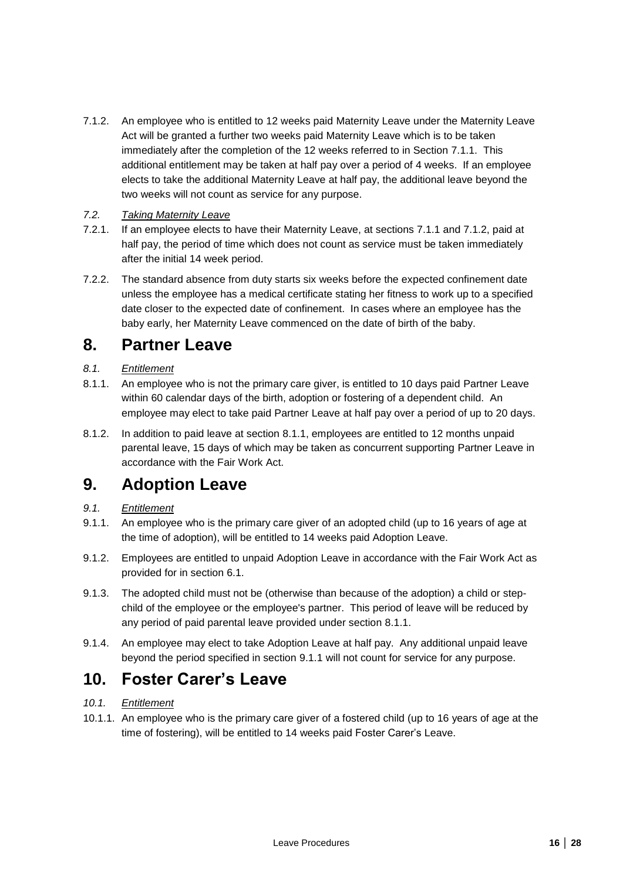7.1.2. An employee who is entitled to 12 weeks paid Maternity Leave under the Maternity Leave Act will be granted a further two weeks paid Maternity Leave which is to be taken immediately after the completion of the 12 weeks referred to in Section 7.1.1. This additional entitlement may be taken at half pay over a period of 4 weeks. If an employee elects to take the additional Maternity Leave at half pay, the additional leave beyond the two weeks will not count as service for any purpose.

*7.2. Taking Maternity Leave*

7.2.1. If an employee elects to have their Maternity Leave, at sections 7.1.1 and 7.1.2, paid at half pay, the period of time which does not count as service must be taken immediately after the initial 14 week period.

7.2.2. The standard absence from duty starts six weeks before the expected confinement date unless the employee has a medical certificate stating her fitness to work up to a specified date closer to the expected date of confinement. In cases where an employee has the baby early, her Maternity Leave commenced on the date of birth of the baby.

# 8. Partner Leave

*8.1. Entitlement*

8.1.1. An employee who is not the primary care giver, is entitled to 10 days paid Partner Leave within 60 calendar days of the birth, adoption or fostering of a dependent child. An employee may elect to take paid Partner Leave at half pay over a period of up to 20 days.

8.1.2. In addition to paid leave at section 8.1.1, employees are entitled to 12 months unpaid parental leave, 15 days of which may be taken as concurrent supporting Partner Leave in accordance with the Fair Work Act.

# 9. Adoption Leave

*9.1. Entitlement*

9.1.1. An employee who is the primary care giver of an adopted child (up to 16 years of age at the time of adoption), will be entitled to 14 weeks paid Adoption Leave.

9.1.2. Employees are entitled to unpaid Adoption Leave in accordance with the Fair Work Act as provided for in section 6.1.

9.1.3. The adopted child must not be (otherwise than because of the adoption) a child or step-child of the employee or the employee's partner. This period of leave will be reduced by any period of paid parental leave provided under section 8.1.1.

9.1.4. An employee may elect to take Adoption Leave at half pay. Any additional unpaid leave beyond the period specified in section 9.1.1 will not count for service for any purpose.

# 10. Foster Carer's Leave

*10.1. Entitlement*

10.1.1. An employee who is the primary care giver of a fostered child (up to 16 years of age at the time of fostering), will be entitled to 14 weeks paid Foster Carer's Leave.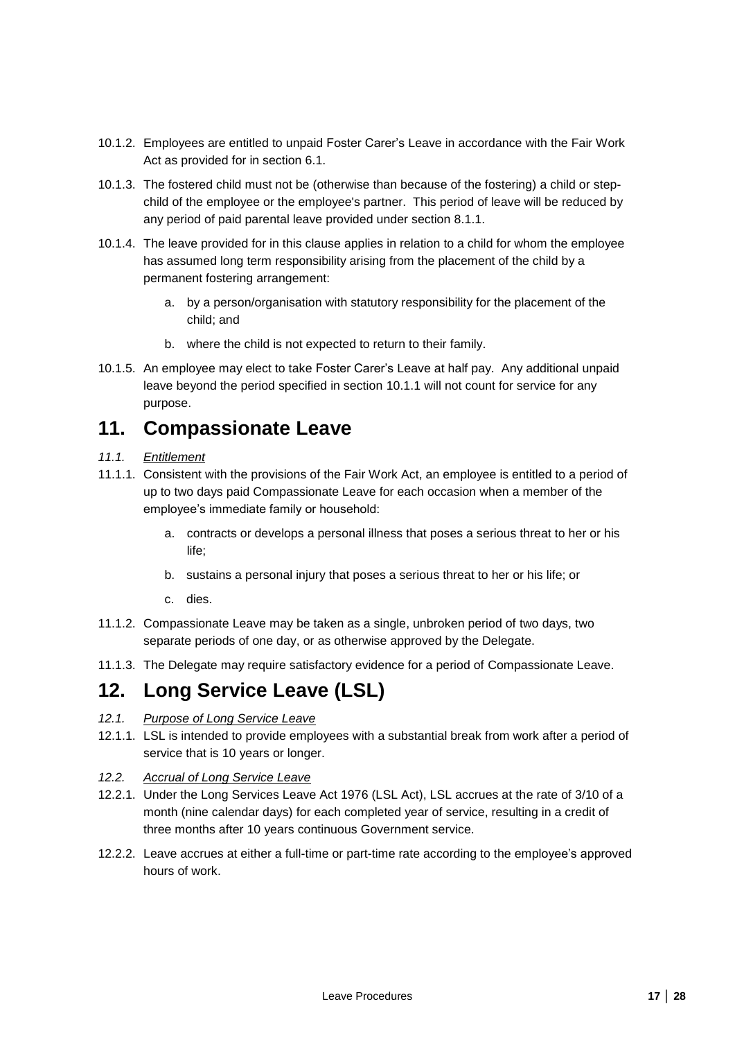10.1.2. Employees are entitled to unpaid Foster Carer's Leave in accordance with the Fair Work Act as provided for in section 6.1.

10.1.3. The fostered child must not be (otherwise than because of the fostering) a child or step-child of the employee or the employee's partner. This period of leave will be reduced by any period of paid parental leave provided under section 8.1.1.

10.1.4. The leave provided for in this clause applies in relation to a child for whom the employee has assumed long term responsibility arising from the placement of the child by a permanent fostering arrangement:

a. by a person/organisation with statutory responsibility for the placement of the child; and

b. where the child is not expected to return to their family.

10.1.5. An employee may elect to take Foster Carer's Leave at half pay. Any additional unpaid leave beyond the period specified in section 10.1.1 will not count for service for any purpose.

# 11. Compassionate Leave

*11.1. Entitlement*

11.1.1. Consistent with the provisions of the Fair Work Act, an employee is entitled to a period of up to two days paid Compassionate Leave for each occasion when a member of the employee's immediate family or household:

a. contracts or develops a personal illness that poses a serious threat to her or his life;

b. sustains a personal injury that poses a serious threat to her or his life; or

c. dies.

11.1.2. Compassionate Leave may be taken as a single, unbroken period of two days, two separate periods of one day, or as otherwise approved by the Delegate.

11.1.3. The Delegate may require satisfactory evidence for a period of Compassionate Leave.

# 12. Long Service Leave (LSL)

*12.1. Purpose of Long Service Leave*

12.1.1. LSL is intended to provide employees with a substantial break from work after a period of service that is 10 years or longer.

*12.2. Accrual of Long Service Leave*

12.2.1. Under the Long Services Leave Act 1976 (LSL Act), LSL accrues at the rate of 3/10 of a month (nine calendar days) for each completed year of service, resulting in a credit of three months after 10 years continuous Government service.

12.2.2. Leave accrues at either a full-time or part-time rate according to the employee's approved hours of work.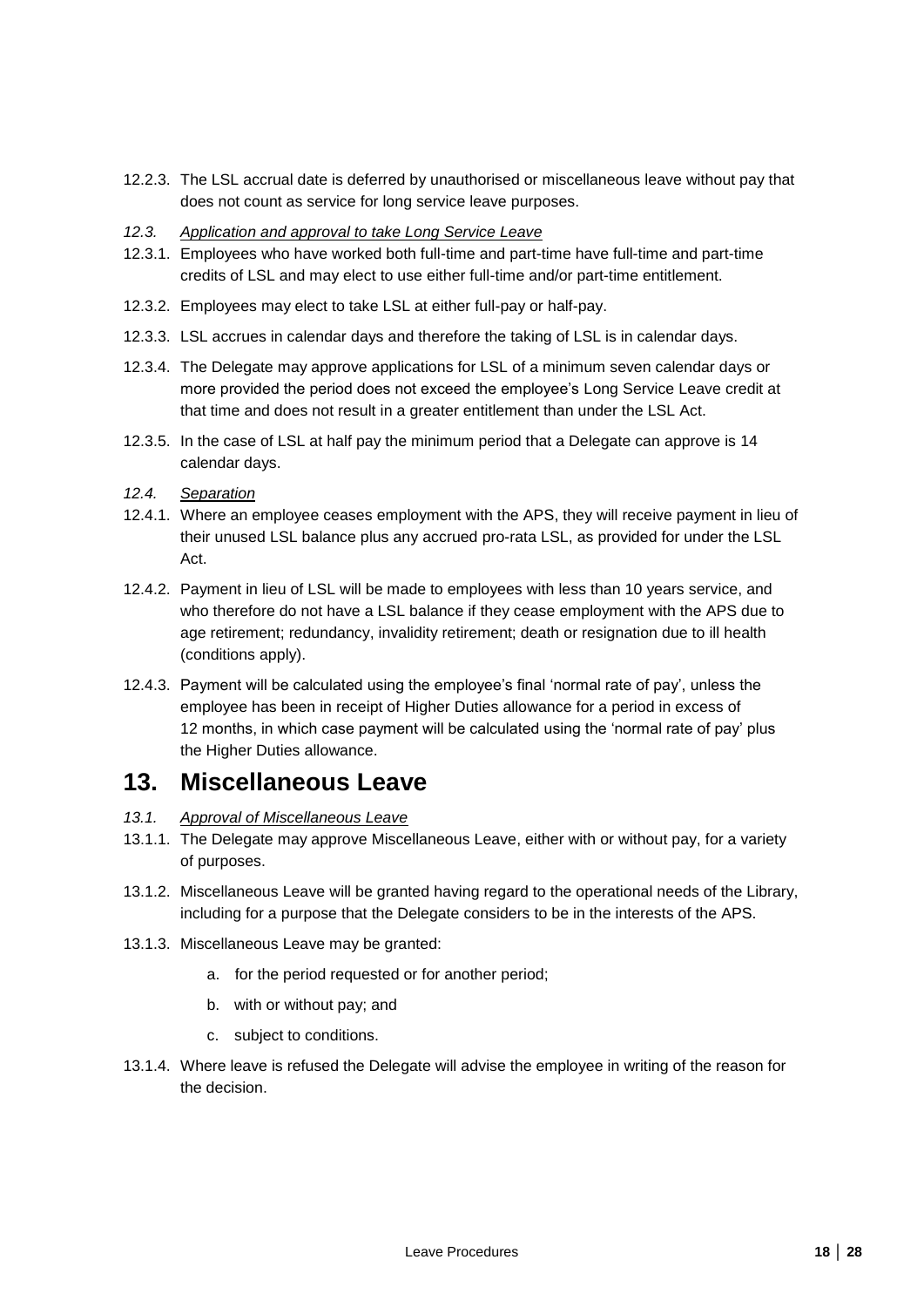12.2.3. The LSL accrual date is deferred by unauthorised or miscellaneous leave without pay that does not count as service for long service leave purposes.

*12.3. Application and approval to take Long Service Leave*

12.3.1. Employees who have worked both full-time and part-time have full-time and part-time credits of LSL and may elect to use either full-time and/or part-time entitlement.

12.3.2. Employees may elect to take LSL at either full-pay or half-pay.

12.3.3. LSL accrues in calendar days and therefore the taking of LSL is in calendar days.

12.3.4. The Delegate may approve applications for LSL of a minimum seven calendar days or more provided the period does not exceed the employee's Long Service Leave credit at that time and does not result in a greater entitlement than under the LSL Act.

12.3.5. In the case of LSL at half pay the minimum period that a Delegate can approve is 14 calendar days.

*12.4. Separation*

12.4.1. Where an employee ceases employment with the APS, they will receive payment in lieu of their unused LSL balance plus any accrued pro-rata LSL, as provided for under the LSL Act.

12.4.2. Payment in lieu of LSL will be made to employees with less than 10 years service, and who therefore do not have a LSL balance if they cease employment with the APS due to age retirement; redundancy, invalidity retirement; death or resignation due to ill health (conditions apply).

12.4.3. Payment will be calculated using the employee's final 'normal rate of pay', unless the employee has been in receipt of Higher Duties allowance for a period in excess of 12 months, in which case payment will be calculated using the 'normal rate of pay' plus the Higher Duties allowance.

## 13. Miscellaneous Leave

*13.1. Approval of Miscellaneous Leave*

13.1.1. The Delegate may approve Miscellaneous Leave, either with or without pay, for a variety of purposes.

13.1.2. Miscellaneous Leave will be granted having regard to the operational needs of the Library, including for a purpose that the Delegate considers to be in the interests of the APS.

13.1.3. Miscellaneous Leave may be granted:

a. for the period requested or for another period;

b. with or without pay; and

c. subject to conditions.

13.1.4. Where leave is refused the Delegate will advise the employee in writing of the reason for the decision.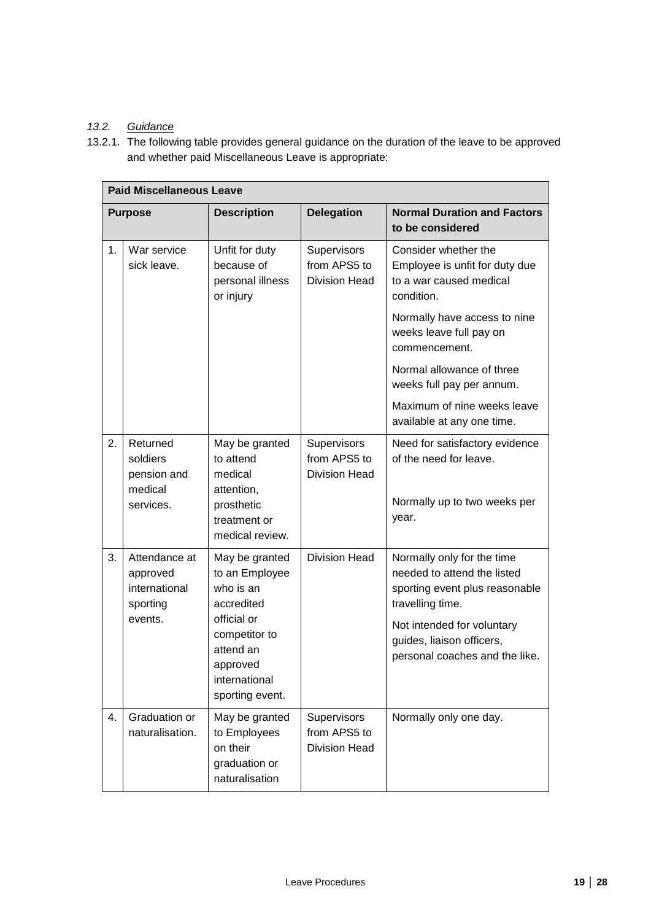*13.2. Guidance*

13.2.1. The following table provides general guidance on the duration of the leave to be approved and whether paid Miscellaneous Leave is appropriate:

| **Paid Miscellaneous Leave** | | | | |
|---|---|---|---|---|
| **Purpose** | | **Description** | **Delegation** | **Normal Duration and Factors to be considered** |
| 1. | War service sick leave. | Unfit for duty because of personal illness or injury | Supervisors from APS5 to Division Head | Consider whether the Employee is unfit for duty due to a war caused medical condition.<br><br>Normally have access to nine weeks leave full pay on commencement.<br><br>Normal allowance of three weeks full pay per annum.<br><br>Maximum of nine weeks leave available at any one time. |
| 2. | Returned soldiers pension and medical services. | May be granted to attend medical attention, prosthetic treatment or medical review. | Supervisors from APS5 to Division Head | Need for satisfactory evidence of the need for leave.<br><br>Normally up to two weeks per year. |
| 3. | Attendance at approved international sporting events. | May be granted to an Employee who is an accredited official or competitor to attend an approved international sporting event. | Division Head | Normally only for the time needed to attend the listed sporting event plus reasonable travelling time.<br><br>Not intended for voluntary guides, liaison officers, personal coaches and the like. |
| 4. | Graduation or naturalisation. | May be granted to Employees on their graduation or naturalisation | Supervisors from APS5 to Division Head | Normally only one day. |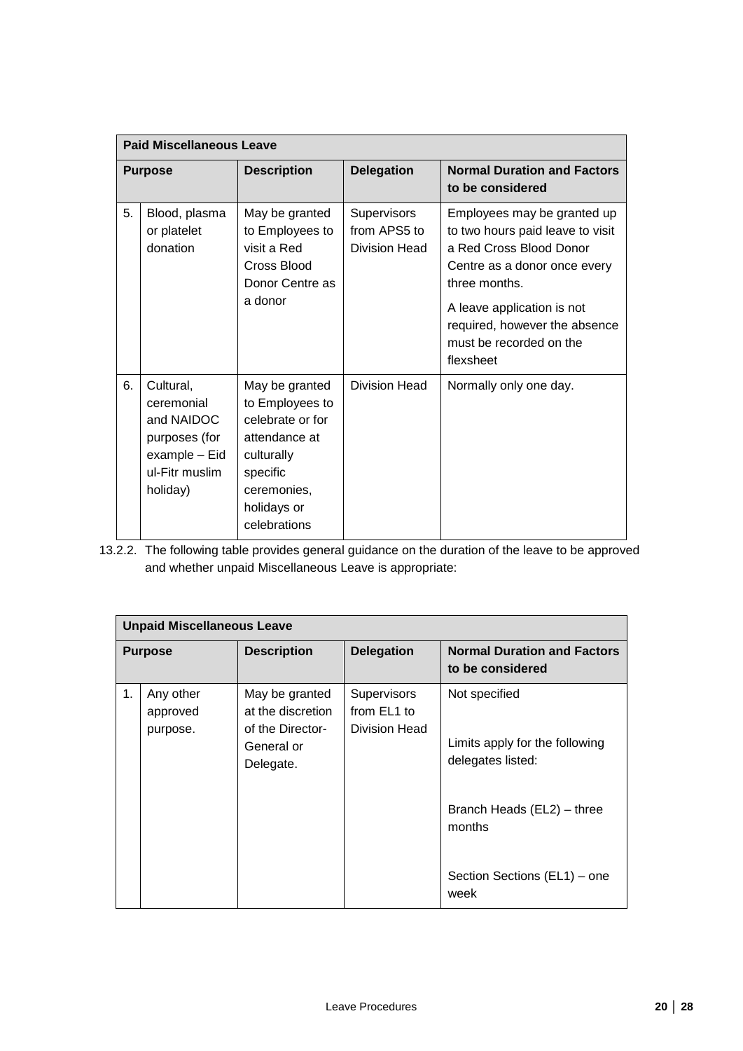| Paid Miscellaneous Leave | | | | |
|---|---|---|---|---|
| **Purpose** | | **Description** | **Delegation** | **Normal Duration and Factors to be considered** |
| 5. | Blood, plasma or platelet donation | May be granted to Employees to visit a Red Cross Blood Donor Centre as a donor | Supervisors from APS5 to Division Head | Employees may be granted up to two hours paid leave to visit a Red Cross Blood Donor Centre as a donor once every three months.<br><br>A leave application is not required, however the absence must be recorded on the flexsheet |
| 6. | Cultural, ceremonial and NAIDOC purposes (for example – Eid ul-Fitr muslim holiday) | May be granted to Employees to celebrate or for attendance at culturally specific ceremonies, holidays or celebrations | Division Head | Normally only one day. |

13.2.2. The following table provides general guidance on the duration of the leave to be approved and whether unpaid Miscellaneous Leave is appropriate:

| Unpaid Miscellaneous Leave | | | | |
|---|---|---|---|---|
| **Purpose** | | **Description** | **Delegation** | **Normal Duration and Factors to be considered** |
| 1. | Any other approved purpose. | May be granted at the discretion of the Director-General or Delegate. | Supervisors from EL1 to Division Head | Not specified<br><br>Limits apply for the following delegates listed:<br><br>Branch Heads (EL2) – three months<br><br>Section Sections (EL1) – one week |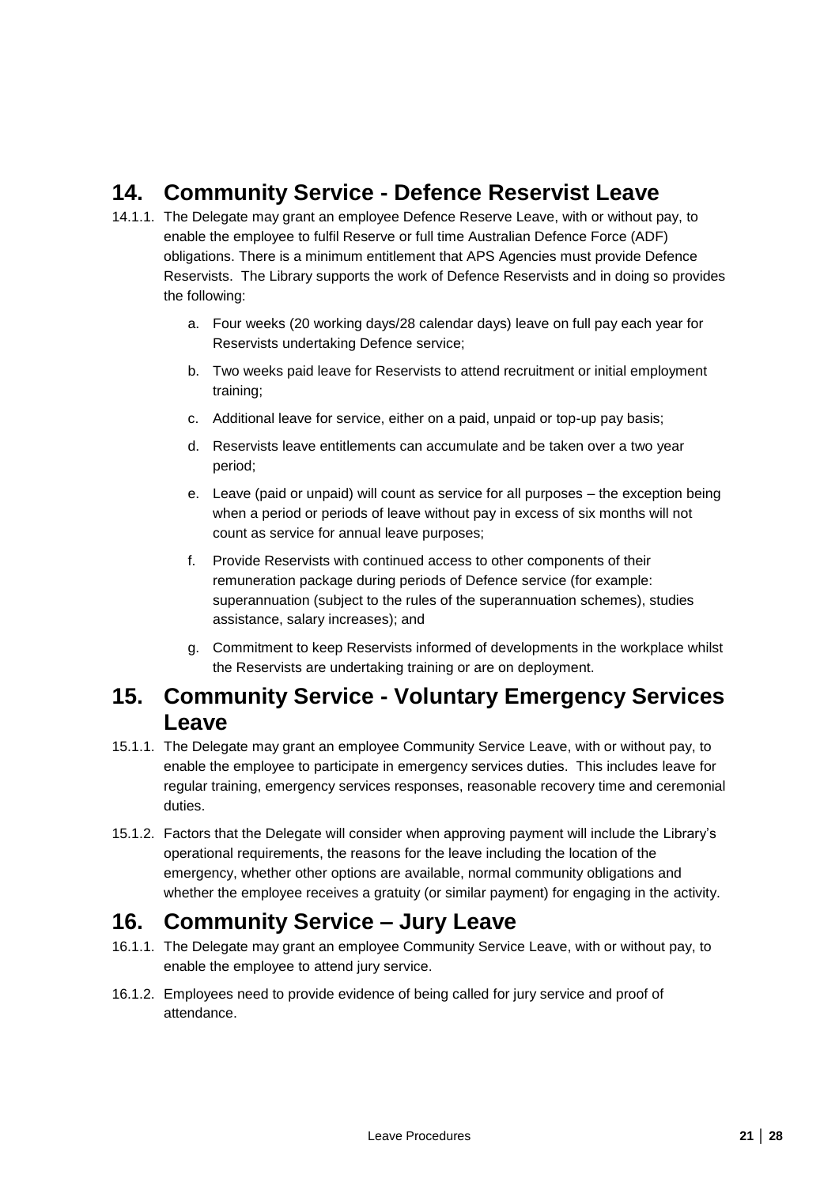## 14. Community Service - Defence Reservist Leave

14.1.1. The Delegate may grant an employee Defence Reserve Leave, with or without pay, to enable the employee to fulfil Reserve or full time Australian Defence Force (ADF) obligations. There is a minimum entitlement that APS Agencies must provide Defence Reservists. The Library supports the work of Defence Reservists and in doing so provides the following:

a. Four weeks (20 working days/28 calendar days) leave on full pay each year for Reservists undertaking Defence service;

b. Two weeks paid leave for Reservists to attend recruitment or initial employment training;

c. Additional leave for service, either on a paid, unpaid or top-up pay basis;

d. Reservists leave entitlements can accumulate and be taken over a two year period;

e. Leave (paid or unpaid) will count as service for all purposes – the exception being when a period or periods of leave without pay in excess of six months will not count as service for annual leave purposes;

f. Provide Reservists with continued access to other components of their remuneration package during periods of Defence service (for example: superannuation (subject to the rules of the superannuation schemes), studies assistance, salary increases); and

g. Commitment to keep Reservists informed of developments in the workplace whilst the Reservists are undertaking training or are on deployment.

## 15. Community Service - Voluntary Emergency Services Leave

15.1.1. The Delegate may grant an employee Community Service Leave, with or without pay, to enable the employee to participate in emergency services duties. This includes leave for regular training, emergency services responses, reasonable recovery time and ceremonial duties.

15.1.2. Factors that the Delegate will consider when approving payment will include the Library's operational requirements, the reasons for the leave including the location of the emergency, whether other options are available, normal community obligations and whether the employee receives a gratuity (or similar payment) for engaging in the activity.

## 16. Community Service – Jury Leave

16.1.1. The Delegate may grant an employee Community Service Leave, with or without pay, to enable the employee to attend jury service.

16.1.2. Employees need to provide evidence of being called for jury service and proof of attendance.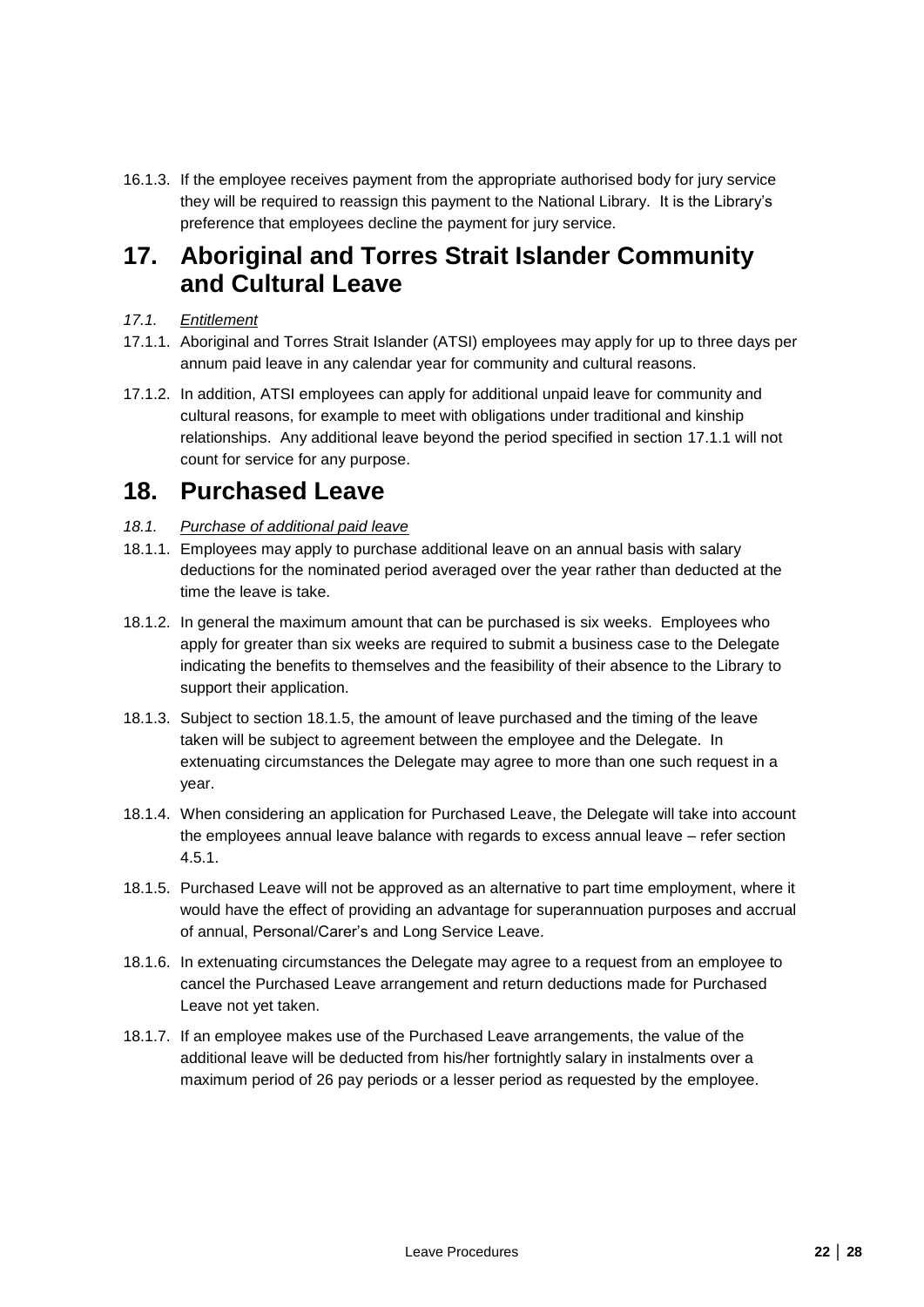16.1.3. If the employee receives payment from the appropriate authorised body for jury service they will be required to reassign this payment to the National Library. It is the Library's preference that employees decline the payment for jury service.

## 17. Aboriginal and Torres Strait Islander Community and Cultural Leave

*17.1. Entitlement*

17.1.1. Aboriginal and Torres Strait Islander (ATSI) employees may apply for up to three days per annum paid leave in any calendar year for community and cultural reasons.

17.1.2. In addition, ATSI employees can apply for additional unpaid leave for community and cultural reasons, for example to meet with obligations under traditional and kinship relationships. Any additional leave beyond the period specified in section 17.1.1 will not count for service for any purpose.

## 18. Purchased Leave

*18.1. Purchase of additional paid leave*

18.1.1. Employees may apply to purchase additional leave on an annual basis with salary deductions for the nominated period averaged over the year rather than deducted at the time the leave is take.

18.1.2. In general the maximum amount that can be purchased is six weeks. Employees who apply for greater than six weeks are required to submit a business case to the Delegate indicating the benefits to themselves and the feasibility of their absence to the Library to support their application.

18.1.3. Subject to section 18.1.5, the amount of leave purchased and the timing of the leave taken will be subject to agreement between the employee and the Delegate. In extenuating circumstances the Delegate may agree to more than one such request in a year.

18.1.4. When considering an application for Purchased Leave, the Delegate will take into account the employees annual leave balance with regards to excess annual leave – refer section 4.5.1.

18.1.5. Purchased Leave will not be approved as an alternative to part time employment, where it would have the effect of providing an advantage for superannuation purposes and accrual of annual, Personal/Carer's and Long Service Leave.

18.1.6. In extenuating circumstances the Delegate may agree to a request from an employee to cancel the Purchased Leave arrangement and return deductions made for Purchased Leave not yet taken.

18.1.7. If an employee makes use of the Purchased Leave arrangements, the value of the additional leave will be deducted from his/her fortnightly salary in instalments over a maximum period of 26 pay periods or a lesser period as requested by the employee.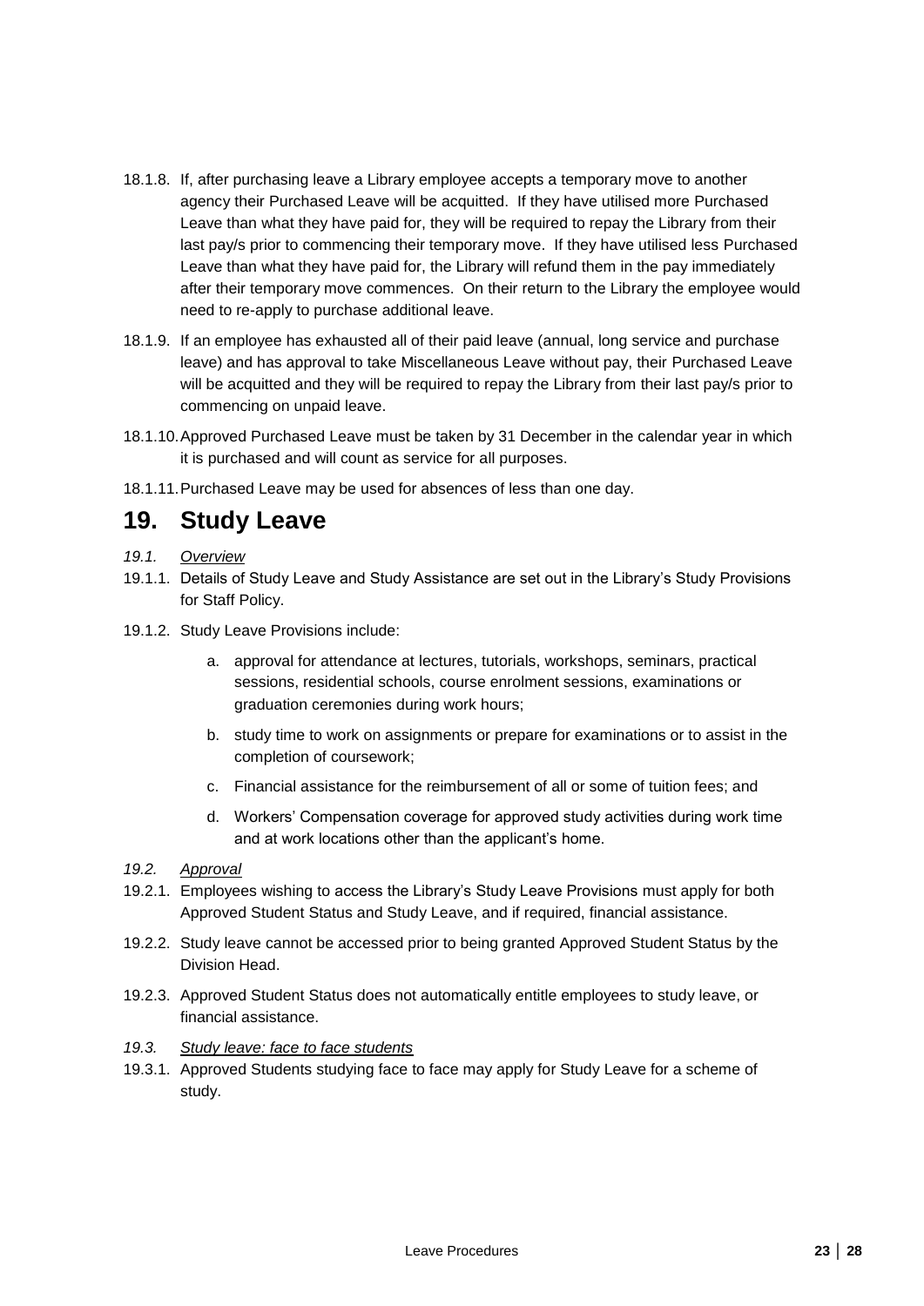18.1.8. If, after purchasing leave a Library employee accepts a temporary move to another agency their Purchased Leave will be acquitted. If they have utilised more Purchased Leave than what they have paid for, they will be required to repay the Library from their last pay/s prior to commencing their temporary move. If they have utilised less Purchased Leave than what they have paid for, the Library will refund them in the pay immediately after their temporary move commences. On their return to the Library the employee would need to re-apply to purchase additional leave.

18.1.9. If an employee has exhausted all of their paid leave (annual, long service and purchase leave) and has approval to take Miscellaneous Leave without pay, their Purchased Leave will be acquitted and they will be required to repay the Library from their last pay/s prior to commencing on unpaid leave.

18.1.10. Approved Purchased Leave must be taken by 31 December in the calendar year in which it is purchased and will count as service for all purposes.

18.1.11. Purchased Leave may be used for absences of less than one day.

# 19. Study Leave

*19.1. Overview*

19.1.1. Details of Study Leave and Study Assistance are set out in the Library's Study Provisions for Staff Policy.

19.1.2. Study Leave Provisions include:

a. approval for attendance at lectures, tutorials, workshops, seminars, practical sessions, residential schools, course enrolment sessions, examinations or graduation ceremonies during work hours;

b. study time to work on assignments or prepare for examinations or to assist in the completion of coursework;

c. Financial assistance for the reimbursement of all or some of tuition fees; and

d. Workers' Compensation coverage for approved study activities during work time and at work locations other than the applicant's home.

*19.2. Approval*

19.2.1. Employees wishing to access the Library's Study Leave Provisions must apply for both Approved Student Status and Study Leave, and if required, financial assistance.

19.2.2. Study leave cannot be accessed prior to being granted Approved Student Status by the Division Head.

19.2.3. Approved Student Status does not automatically entitle employees to study leave, or financial assistance.

*19.3. Study leave: face to face students*

19.3.1. Approved Students studying face to face may apply for Study Leave for a scheme of study.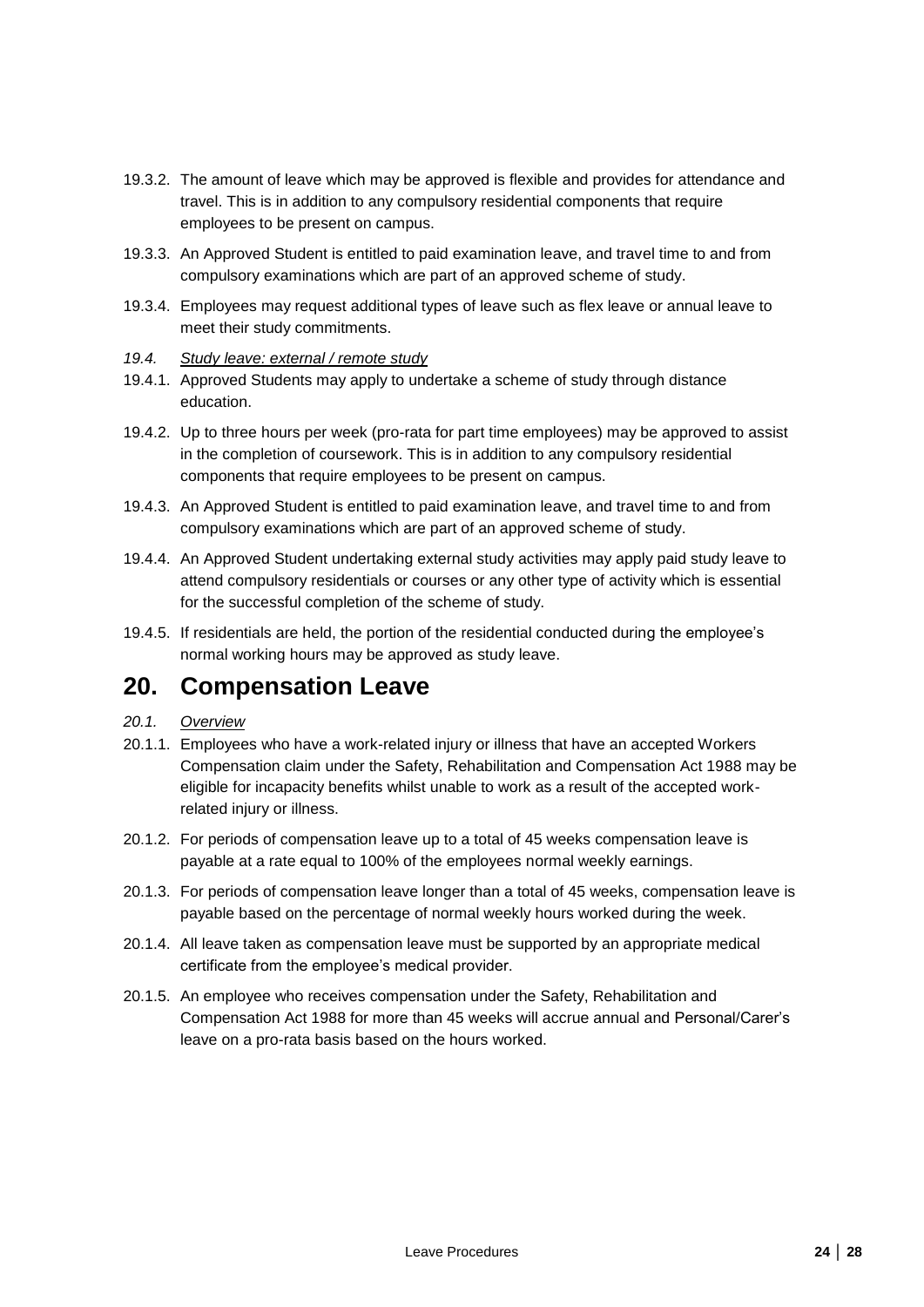19.3.2. The amount of leave which may be approved is flexible and provides for attendance and travel. This is in addition to any compulsory residential components that require employees to be present on campus.

19.3.3. An Approved Student is entitled to paid examination leave, and travel time to and from compulsory examinations which are part of an approved scheme of study.

19.3.4. Employees may request additional types of leave such as flex leave or annual leave to meet their study commitments.

*19.4. Study leave: external / remote study*

19.4.1. Approved Students may apply to undertake a scheme of study through distance education.

19.4.2. Up to three hours per week (pro-rata for part time employees) may be approved to assist in the completion of coursework. This is in addition to any compulsory residential components that require employees to be present on campus.

19.4.3. An Approved Student is entitled to paid examination leave, and travel time to and from compulsory examinations which are part of an approved scheme of study.

19.4.4. An Approved Student undertaking external study activities may apply paid study leave to attend compulsory residentials or courses or any other type of activity which is essential for the successful completion of the scheme of study.

19.4.5. If residentials are held, the portion of the residential conducted during the employee's normal working hours may be approved as study leave.

# 20. Compensation Leave

*20.1. Overview*

20.1.1. Employees who have a work-related injury or illness that have an accepted Workers Compensation claim under the Safety, Rehabilitation and Compensation Act 1988 may be eligible for incapacity benefits whilst unable to work as a result of the accepted work-related injury or illness.

20.1.2. For periods of compensation leave up to a total of 45 weeks compensation leave is payable at a rate equal to 100% of the employees normal weekly earnings.

20.1.3. For periods of compensation leave longer than a total of 45 weeks, compensation leave is payable based on the percentage of normal weekly hours worked during the week.

20.1.4. All leave taken as compensation leave must be supported by an appropriate medical certificate from the employee's medical provider.

20.1.5. An employee who receives compensation under the Safety, Rehabilitation and Compensation Act 1988 for more than 45 weeks will accrue annual and Personal/Carer's leave on a pro-rata basis based on the hours worked.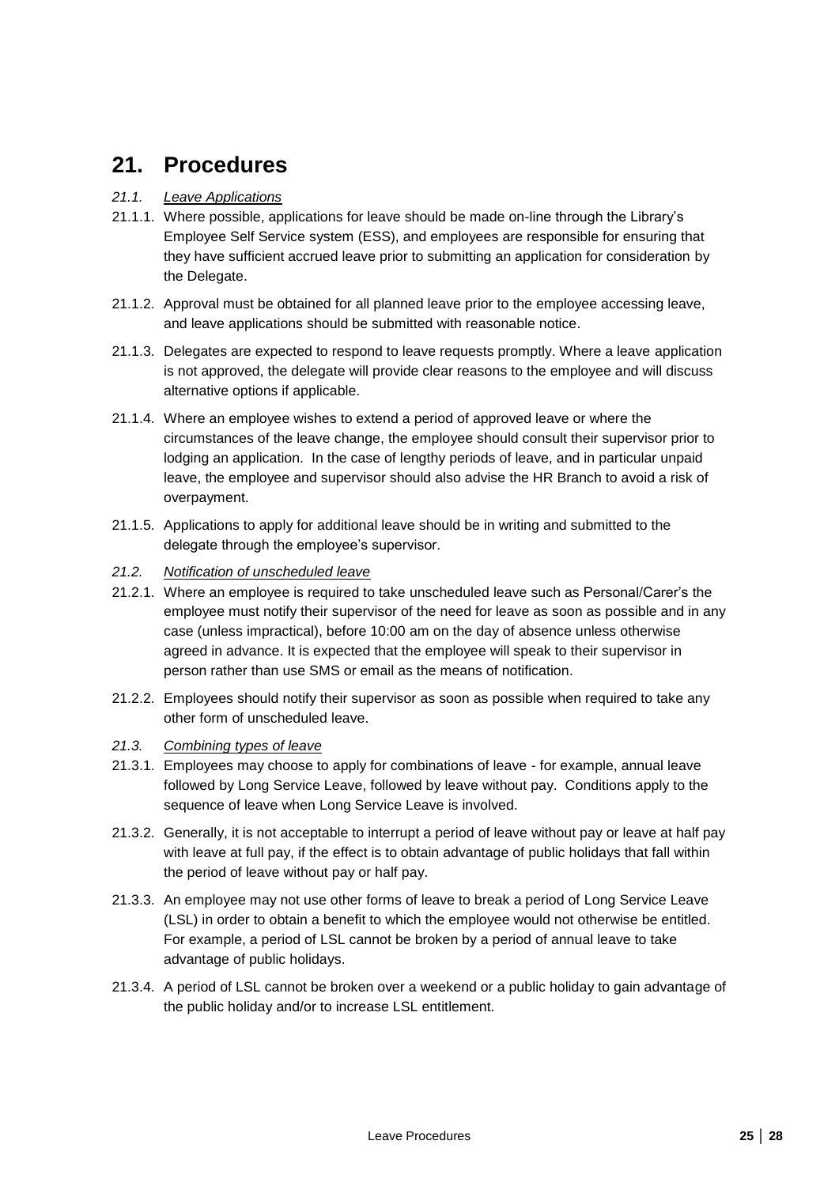## 21. Procedures

*21.1. Leave Applications*

21.1.1. Where possible, applications for leave should be made on-line through the Library's Employee Self Service system (ESS), and employees are responsible for ensuring that they have sufficient accrued leave prior to submitting an application for consideration by the Delegate.

21.1.2. Approval must be obtained for all planned leave prior to the employee accessing leave, and leave applications should be submitted with reasonable notice.

21.1.3. Delegates are expected to respond to leave requests promptly. Where a leave application is not approved, the delegate will provide clear reasons to the employee and will discuss alternative options if applicable.

21.1.4. Where an employee wishes to extend a period of approved leave or where the circumstances of the leave change, the employee should consult their supervisor prior to lodging an application. In the case of lengthy periods of leave, and in particular unpaid leave, the employee and supervisor should also advise the HR Branch to avoid a risk of overpayment.

21.1.5. Applications to apply for additional leave should be in writing and submitted to the delegate through the employee's supervisor.

*21.2. Notification of unscheduled leave*

21.2.1. Where an employee is required to take unscheduled leave such as Personal/Carer's the employee must notify their supervisor of the need for leave as soon as possible and in any case (unless impractical), before 10:00 am on the day of absence unless otherwise agreed in advance. It is expected that the employee will speak to their supervisor in person rather than use SMS or email as the means of notification.

21.2.2. Employees should notify their supervisor as soon as possible when required to take any other form of unscheduled leave.

*21.3. Combining types of leave*

21.3.1. Employees may choose to apply for combinations of leave - for example, annual leave followed by Long Service Leave, followed by leave without pay. Conditions apply to the sequence of leave when Long Service Leave is involved.

21.3.2. Generally, it is not acceptable to interrupt a period of leave without pay or leave at half pay with leave at full pay, if the effect is to obtain advantage of public holidays that fall within the period of leave without pay or half pay.

21.3.3. An employee may not use other forms of leave to break a period of Long Service Leave (LSL) in order to obtain a benefit to which the employee would not otherwise be entitled. For example, a period of LSL cannot be broken by a period of annual leave to take advantage of public holidays.

21.3.4. A period of LSL cannot be broken over a weekend or a public holiday to gain advantage of the public holiday and/or to increase LSL entitlement.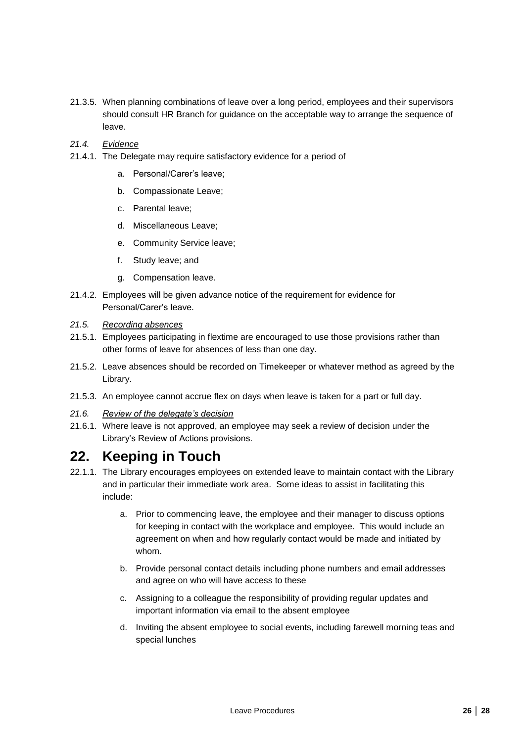21.3.5. When planning combinations of leave over a long period, employees and their supervisors should consult HR Branch for guidance on the acceptable way to arrange the sequence of leave.

*21.4. Evidence*

21.4.1. The Delegate may require satisfactory evidence for a period of

a. Personal/Carer's leave;

b. Compassionate Leave;

c. Parental leave;

d. Miscellaneous Leave;

e. Community Service leave;

f. Study leave; and

g. Compensation leave.

21.4.2. Employees will be given advance notice of the requirement for evidence for Personal/Carer's leave.

*21.5. Recording absences*

21.5.1. Employees participating in flextime are encouraged to use those provisions rather than other forms of leave for absences of less than one day.

21.5.2. Leave absences should be recorded on Timekeeper or whatever method as agreed by the Library.

21.5.3. An employee cannot accrue flex on days when leave is taken for a part or full day.

*21.6. Review of the delegate's decision*

21.6.1. Where leave is not approved, an employee may seek a review of decision under the Library's Review of Actions provisions.

# 22. Keeping in Touch

22.1.1. The Library encourages employees on extended leave to maintain contact with the Library and in particular their immediate work area. Some ideas to assist in facilitating this include:

a. Prior to commencing leave, the employee and their manager to discuss options for keeping in contact with the workplace and employee. This would include an agreement on when and how regularly contact would be made and initiated by whom.

b. Provide personal contact details including phone numbers and email addresses and agree on who will have access to these

c. Assigning to a colleague the responsibility of providing regular updates and important information via email to the absent employee

d. Inviting the absent employee to social events, including farewell morning teas and special lunches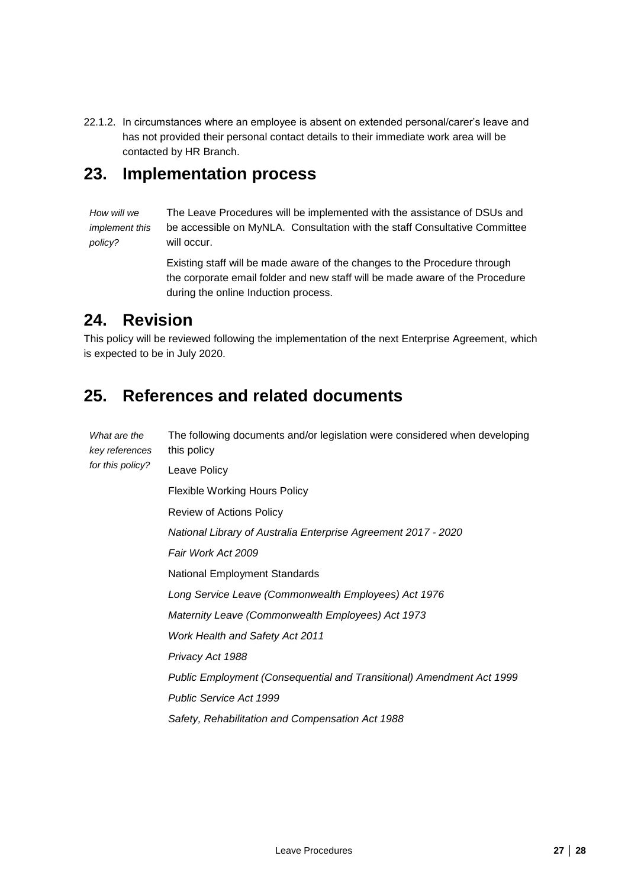22.1.2. In circumstances where an employee is absent on extended personal/carer's leave and has not provided their personal contact details to their immediate work area will be contacted by HR Branch.

## 23. Implementation process

*How will we implement this policy?*

The Leave Procedures will be implemented with the assistance of DSUs and be accessible on MyNLA. Consultation with the staff Consultative Committee will occur.

Existing staff will be made aware of the changes to the Procedure through the corporate email folder and new staff will be made aware of the Procedure during the online Induction process.

## 24. Revision

This policy will be reviewed following the implementation of the next Enterprise Agreement, which is expected to be in July 2020.

## 25. References and related documents

*What are the key references for this policy?*

The following documents and/or legislation were considered when developing this policy

Leave Policy

Flexible Working Hours Policy

Review of Actions Policy

*National Library of Australia Enterprise Agreement 2017 - 2020*

*Fair Work Act 2009*

National Employment Standards

*Long Service Leave (Commonwealth Employees) Act 1976*

*Maternity Leave (Commonwealth Employees) Act 1973*

*Work Health and Safety Act 2011*

*Privacy Act 1988*

*Public Employment (Consequential and Transitional) Amendment Act 1999*

*Public Service Act 1999*

*Safety, Rehabilitation and Compensation Act 1988*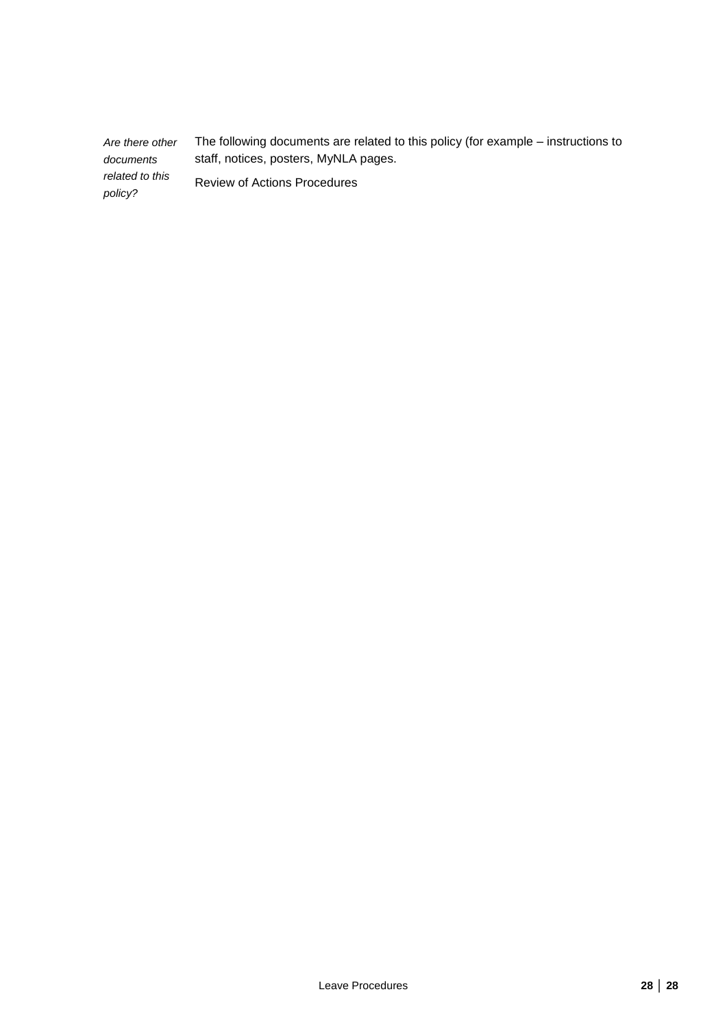| | |
|---|---|
| *Are there other documents related to this policy?* | The following documents are related to this policy (for example – instructions to staff, notices, posters, MyNLA pages.<br><br>Review of Actions Procedures |